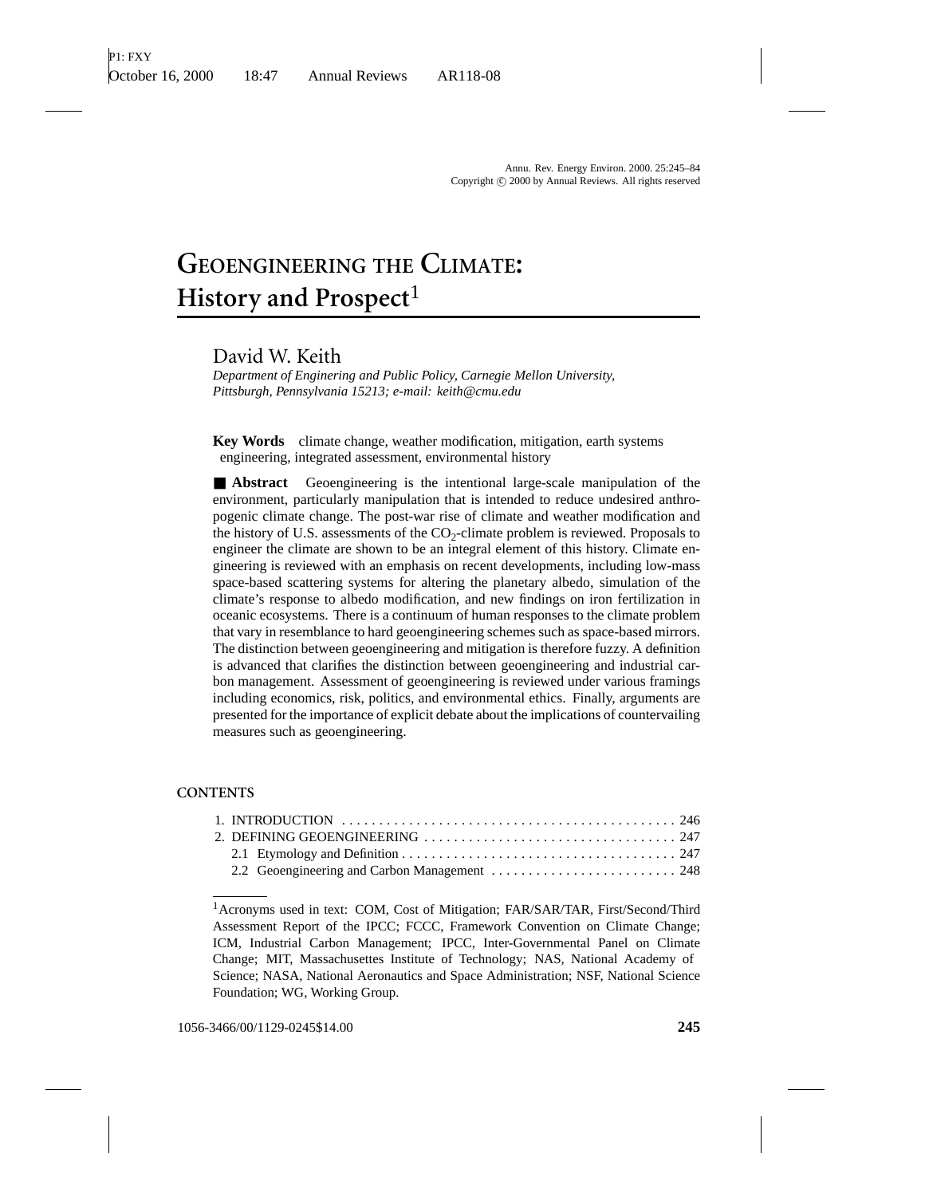# GEOENGINEERING THE CLIMATE: History and Prospect[1]

David W. Keith

*Department of Enginering and Public Policy, Carnegie Mellon University, Pittsburgh, Pennsylvania 15213; e-mail: keith@cmu.edu*

**Key Words** climate change, weather modification, mitigation, earth systems engineering, integrated assessment, environmental history

■ **Abstract** Geoengineering is the intentional large-scale manipulation of the environment, particularly manipulation that is intended to reduce undesired anthropogenic climate change. The post-war rise of climate and weather modification and the history of U.S. assessments of the $CO_2$-climate problem is reviewed. Proposals to engineer the climate are shown to be an integral element of this history. Climate engineering is reviewed with an emphasis on recent developments, including low-mass space-based scattering systems for altering the planetary albedo, simulation of the climate's response to albedo modification, and new findings on iron fertilization in oceanic ecosystems. There is a continuum of human responses to the climate problem that vary in resemblance to hard geoengineering schemes such as space-based mirrors. The distinction between geoengineering and mitigation is therefore fuzzy. A definition is advanced that clarifies the distinction between geoengineering and industrial carbon management. Assessment of geoengineering is reviewed under various framings including economics, risk, politics, and environmental ethics. Finally, arguments are presented for the importance of explicit debate about the implications of countervailing measures such as geoengineering.

## CONTENTS

1. INTRODUCTION ........................................... 246
2. DEFINING GEOENGINEERING ................................ 247
   - 2.1 Etymology and Definition ............................ 247
   - 2.2 Geoengineering and Carbon Management ................ 248

[1]Acronyms used in text: COM, Cost of Mitigation; FAR/SAR/TAR, First/Second/Third Assessment Report of the IPCC; FCCC, Framework Convention on Climate Change; ICM, Industrial Carbon Management; IPCC, Inter-Governmental Panel on Climate Change; MIT, Massachusettes Institute of Technology; NAS, National Academy of Science; NASA, National Aeronautics and Space Administration; NSF, National Science Foundation; WG, Working Group.

1056-3466/00/1129-0245$14.00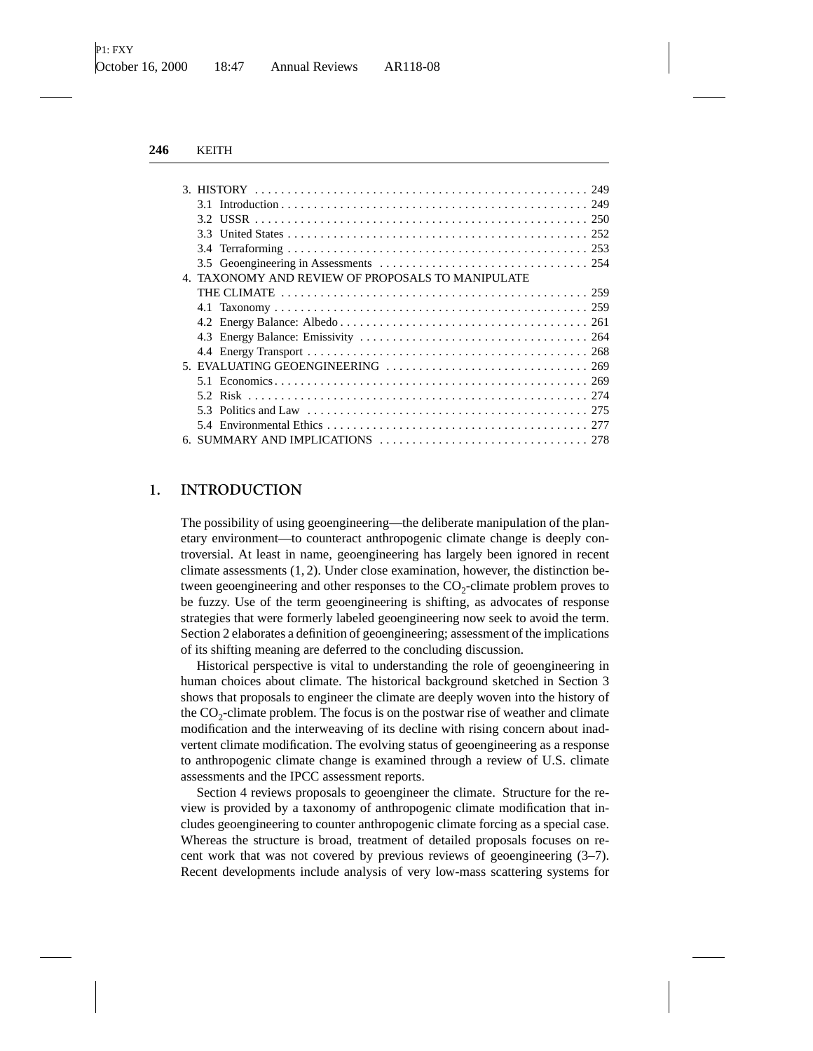3. HISTORY . . . . . . . . . . . . . . . . . . . . . . . . . . . . . . . . . . . . . . . . . . . . . . . . . . 249
   - 3.1 Introduction . . . . . . . . . . . . . . . . . . . . . . . . . . . . . . . . . . . . . . . . . . . . . . 249
   - 3.2 USSR . . . . . . . . . . . . . . . . . . . . . . . . . . . . . . . . . . . . . . . . . . . . . . . . . 250
   - 3.3 United States . . . . . . . . . . . . . . . . . . . . . . . . . . . . . . . . . . . . . . . . . . . . . 252
   - 3.4 Terraforming . . . . . . . . . . . . . . . . . . . . . . . . . . . . . . . . . . . . . . . . . . . . . 253
   - 3.5 Geoengineering in Assessments . . . . . . . . . . . . . . . . . . . . . . . . . . . . . . . 254

4. TAXONOMY AND REVIEW OF PROPOSALS TO MANIPULATE THE CLIMATE . . . . . . . . . . . . . . . . . . . . . . . . . . . . . . . . . . . . . . . . . . . . . . 259
   - 4.1 Taxonomy . . . . . . . . . . . . . . . . . . . . . . . . . . . . . . . . . . . . . . . . . . . . . . . 259
   - 4.2 Energy Balance: Albedo . . . . . . . . . . . . . . . . . . . . . . . . . . . . . . . . . . . . . 261
   - 4.3 Energy Balance: Emissivity . . . . . . . . . . . . . . . . . . . . . . . . . . . . . . . . . . 264
   - 4.4 Energy Transport . . . . . . . . . . . . . . . . . . . . . . . . . . . . . . . . . . . . . . . . . . 268

5. EVALUATING GEOENGINEERING . . . . . . . . . . . . . . . . . . . . . . . . . . . . . . 269
   - 5.1 Economics . . . . . . . . . . . . . . . . . . . . . . . . . . . . . . . . . . . . . . . . . . . . . . . 269
   - 5.2 Risk . . . . . . . . . . . . . . . . . . . . . . . . . . . . . . . . . . . . . . . . . . . . . . . . . . . 274
   - 5.3 Politics and Law . . . . . . . . . . . . . . . . . . . . . . . . . . . . . . . . . . . . . . . . . . 275
   - 5.4 Environmental Ethics . . . . . . . . . . . . . . . . . . . . . . . . . . . . . . . . . . . . . . . 277

6. SUMMARY AND IMPLICATIONS . . . . . . . . . . . . . . . . . . . . . . . . . . . . . . . 278

## 1. INTRODUCTION

The possibility of using geoengineering—the deliberate manipulation of the planetary environment—to counteract anthropogenic climate change is deeply controversial. At least in name, geoengineering has largely been ignored in recent climate assessments (1, 2). Under close examination, however, the distinction between geoengineering and other responses to the $CO_2$-climate problem proves to be fuzzy. Use of the term geoengineering is shifting, as advocates of response strategies that were formerly labeled geoengineering now seek to avoid the term. Section 2 elaborates a definition of geoengineering; assessment of the implications of its shifting meaning are deferred to the concluding discussion.

Historical perspective is vital to understanding the role of geoengineering in human choices about climate. The historical background sketched in Section 3 shows that proposals to engineer the climate are deeply woven into the history of the $CO_2$-climate problem. The focus is on the postwar rise of weather and climate modification and the interweaving of its decline with rising concern about inadvertent climate modification. The evolving status of geoengineering as a response to anthropogenic climate change is examined through a review of U.S. climate assessments and the IPCC assessment reports.

Section 4 reviews proposals to geoengineer the climate. Structure for the review is provided by a taxonomy of anthropogenic climate modification that includes geoengineering to counter anthropogenic climate forcing as a special case. Whereas the structure is broad, treatment of detailed proposals focuses on recent work that was not covered by previous reviews of geoengineering (3–7). Recent developments include analysis of very low-mass scattering systems for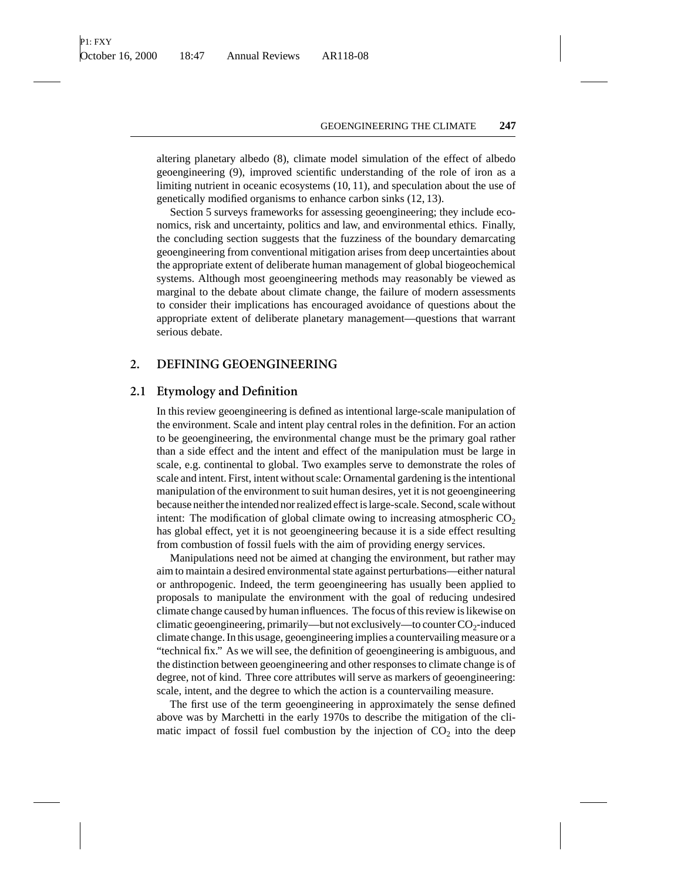altering planetary albedo (8), climate model simulation of the effect of albedo geoengineering (9), improved scientific understanding of the role of iron as a limiting nutrient in oceanic ecosystems (10, 11), and speculation about the use of genetically modified organisms to enhance carbon sinks (12, 13).

Section 5 surveys frameworks for assessing geoengineering; they include economics, risk and uncertainty, politics and law, and environmental ethics. Finally, the concluding section suggests that the fuzziness of the boundary demarcating geoengineering from conventional mitigation arises from deep uncertainties about the appropriate extent of deliberate human management of global biogeochemical systems. Although most geoengineering methods may reasonably be viewed as marginal to the debate about climate change, the failure of modern assessments to consider their implications has encouraged avoidance of questions about the appropriate extent of deliberate planetary management—questions that warrant serious debate.

## 2. DEFINING GEOENGINEERING

### 2.1 Etymology and Definition

In this review geoengineering is defined as intentional large-scale manipulation of the environment. Scale and intent play central roles in the definition. For an action to be geoengineering, the environmental change must be the primary goal rather than a side effect and the intent and effect of the manipulation must be large in scale, e.g. continental to global. Two examples serve to demonstrate the roles of scale and intent. First, intent without scale: Ornamental gardening is the intentional manipulation of the environment to suit human desires, yet it is not geoengineering because neither the intended nor realized effect is large-scale. Second, scale without intent: The modification of global climate owing to increasing atmospheric $CO_2$ has global effect, yet it is not geoengineering because it is a side effect resulting from combustion of fossil fuels with the aim of providing energy services.

Manipulations need not be aimed at changing the environment, but rather may aim to maintain a desired environmental state against perturbations—either natural or anthropogenic. Indeed, the term geoengineering has usually been applied to proposals to manipulate the environment with the goal of reducing undesired climate change caused by human influences. The focus of this review is likewise on climatic geoengineering, primarily—but not exclusively—to counter $CO_2$-induced climate change. In this usage, geoengineering implies a countervailing measure or a "technical fix." As we will see, the definition of geoengineering is ambiguous, and the distinction between geoengineering and other responses to climate change is of degree, not of kind. Three core attributes will serve as markers of geoengineering: scale, intent, and the degree to which the action is a countervailing measure.

The first use of the term geoengineering in approximately the sense defined above was by Marchetti in the early 1970s to describe the mitigation of the climatic impact of fossil fuel combustion by the injection of $CO_2$ into the deep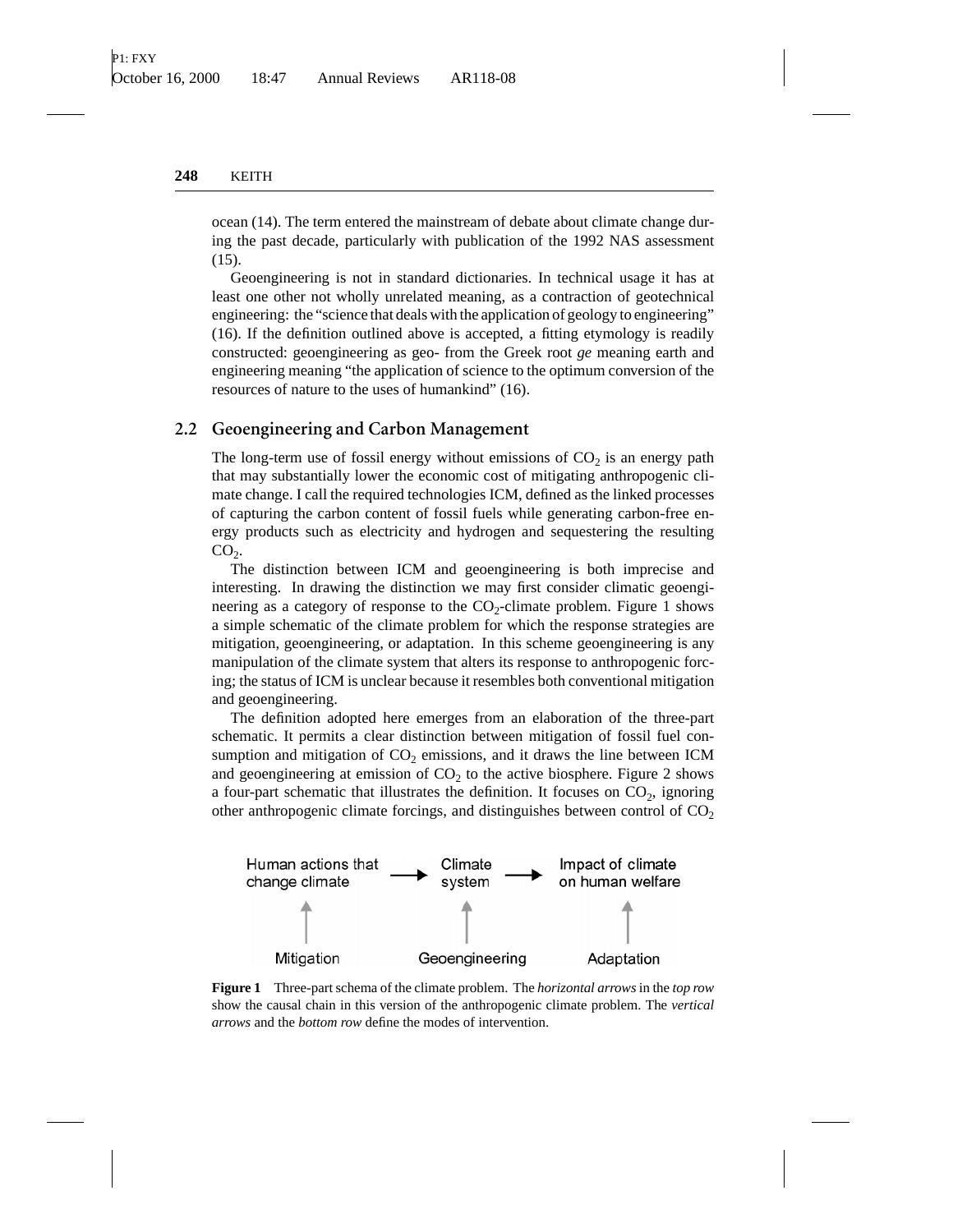ocean (14). The term entered the mainstream of debate about climate change during the past decade, particularly with publication of the 1992 NAS assessment (15).

Geoengineering is not in standard dictionaries. In technical usage it has at least one other not wholly unrelated meaning, as a contraction of geotechnical engineering: the "science that deals with the application of geology to engineering" (16). If the definition outlined above is accepted, a fitting etymology is readily constructed: geoengineering as geo- from the Greek root *ge* meaning earth and engineering meaning "the application of science to the optimum conversion of the resources of nature to the uses of humankind" (16).

## 2.2 Geoengineering and Carbon Management

The long-term use of fossil energy without emissions of $CO_2$ is an energy path that may substantially lower the economic cost of mitigating anthropogenic climate change. I call the required technologies ICM, defined as the linked processes of capturing the carbon content of fossil fuels while generating carbon-free energy products such as electricity and hydrogen and sequestering the resulting $CO_2$.

The distinction between ICM and geoengineering is both imprecise and interesting. In drawing the distinction we may first consider climatic geoengineering as a category of response to the $CO_2$-climate problem. Figure 1 shows a simple schematic of the climate problem for which the response strategies are mitigation, geoengineering, or adaptation. In this scheme geoengineering is any manipulation of the climate system that alters its response to anthropogenic forcing; the status of ICM is unclear because it resembles both conventional mitigation and geoengineering.

The definition adopted here emerges from an elaboration of the three-part schematic. It permits a clear distinction between mitigation of fossil fuel consumption and mitigation of $CO_2$ emissions, and it draws the line between ICM and geoengineering at emission of $CO_2$ to the active biosphere. Figure 2 shows a four-part schematic that illustrates the definition. It focuses on $CO_2$, ignoring other anthropogenic climate forcings, and distinguishes between control of $CO_2$

Human actions that change climate → Climate system → Impact of climate on human welfare

Mitigation ↑ Geoengineering ↑ Adaptation ↑

**Figure 1** Three-part schema of the climate problem. The *horizontal arrows* in the *top row* show the causal chain in this version of the anthropogenic climate problem. The *vertical arrows* and the *bottom row* define the modes of intervention.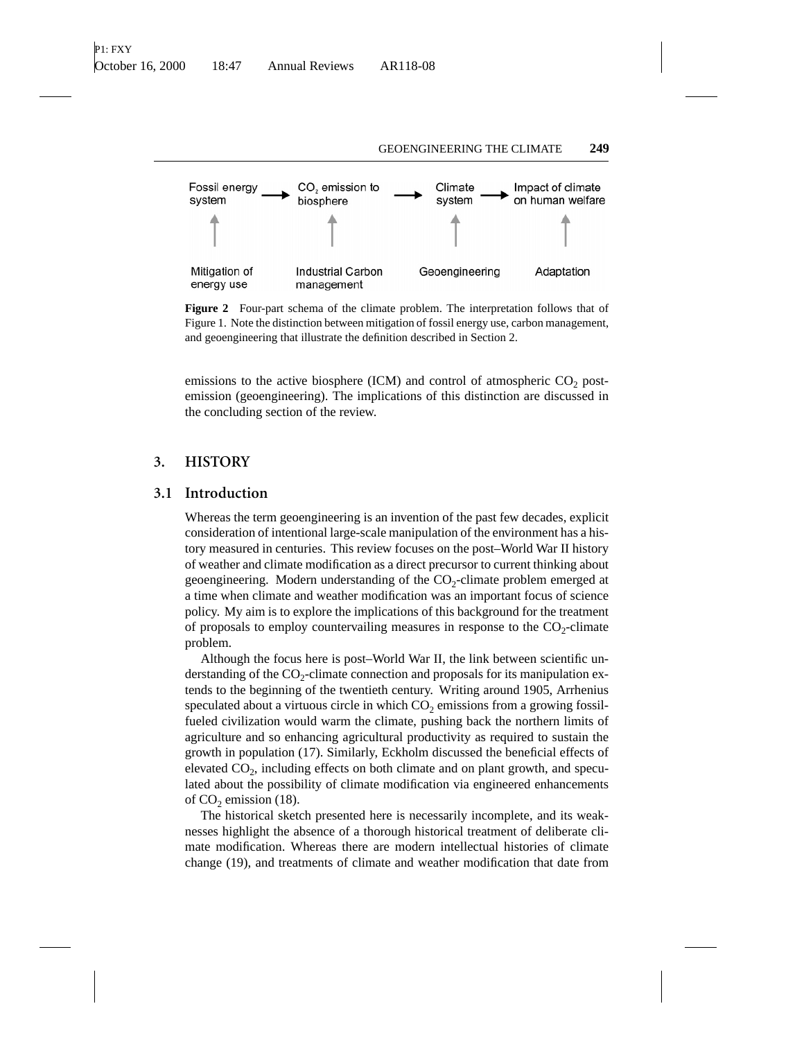Fossil energy system → $CO_2$ emission to biosphere → Climate system → Impact of climate on human welfare

Mitigation of energy use | Industrial Carbon management | Geoengineering | Adaptation

**Figure 2** Four-part schema of the climate problem. The interpretation follows that of Figure 1. Note the distinction between mitigation of fossil energy use, carbon management, and geoengineering that illustrate the definition described in Section 2.

emissions to the active biosphere (ICM) and control of atmospheric $CO_2$ post-emission (geoengineering). The implications of this distinction are discussed in the concluding section of the review.

## 3. HISTORY

### 3.1 Introduction

Whereas the term geoengineering is an invention of the past few decades, explicit consideration of intentional large-scale manipulation of the environment has a history measured in centuries. This review focuses on the post–World War II history of weather and climate modification as a direct precursor to current thinking about geoengineering. Modern understanding of the $CO_2$-climate problem emerged at a time when climate and weather modification was an important focus of science policy. My aim is to explore the implications of this background for the treatment of proposals to employ countervailing measures in response to the $CO_2$-climate problem.

Although the focus here is post–World War II, the link between scientific understanding of the $CO_2$-climate connection and proposals for its manipulation extends to the beginning of the twentieth century. Writing around 1905, Arrhenius speculated about a virtuous circle in which $CO_2$ emissions from a growing fossil-fueled civilization would warm the climate, pushing back the northern limits of agriculture and so enhancing agricultural productivity as required to sustain the growth in population (17). Similarly, Eckholm discussed the beneficial effects of elevated $CO_2$, including effects on both climate and on plant growth, and speculated about the possibility of climate modification via engineered enhancements of $CO_2$ emission (18).

The historical sketch presented here is necessarily incomplete, and its weaknesses highlight the absence of a thorough historical treatment of deliberate climate modification. Whereas there are modern intellectual histories of climate change (19), and treatments of climate and weather modification that date from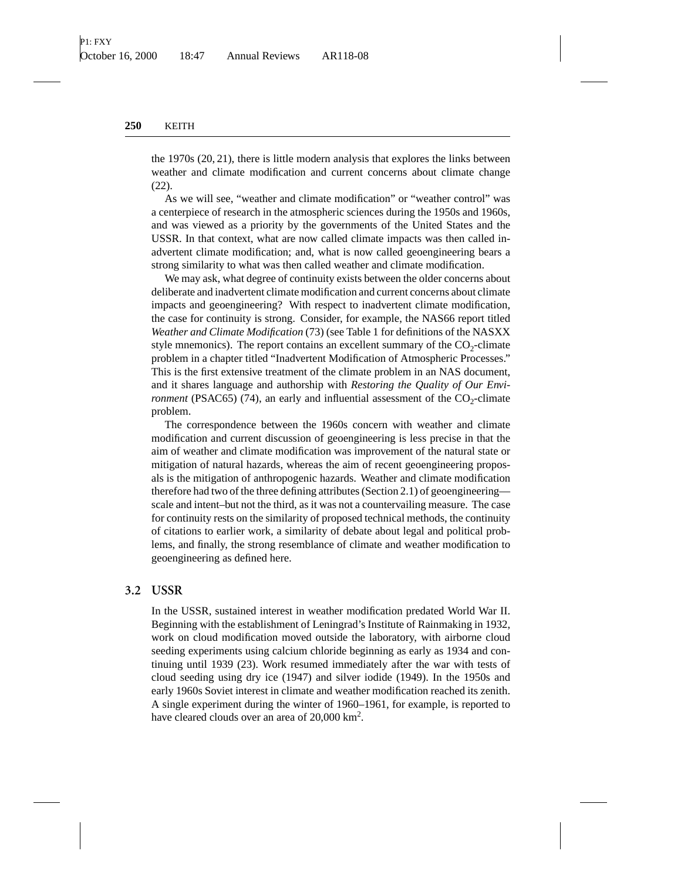the 1970s (20, 21), there is little modern analysis that explores the links between weather and climate modification and current concerns about climate change (22).

As we will see, "weather and climate modification" or "weather control" was a centerpiece of research in the atmospheric sciences during the 1950s and 1960s, and was viewed as a priority by the governments of the United States and the USSR. In that context, what are now called climate impacts was then called inadvertent climate modification; and, what is now called geoengineering bears a strong similarity to what was then called weather and climate modification.

We may ask, what degree of continuity exists between the older concerns about deliberate and inadvertent climate modification and current concerns about climate impacts and geoengineering? With respect to inadvertent climate modification, the case for continuity is strong. Consider, for example, the NAS66 report titled *Weather and Climate Modification* (73) (see Table 1 for definitions of the NASXX style mnemonics). The report contains an excellent summary of the $CO_2$-climate problem in a chapter titled "Inadvertent Modification of Atmospheric Processes." This is the first extensive treatment of the climate problem in an NAS document, and it shares language and authorship with *Restoring the Quality of Our Environment* (PSAC65) (74), an early and influential assessment of the $CO_2$-climate problem.

The correspondence between the 1960s concern with weather and climate modification and current discussion of geoengineering is less precise in that the aim of weather and climate modification was improvement of the natural state or mitigation of natural hazards, whereas the aim of recent geoengineering proposals is the mitigation of anthropogenic hazards. Weather and climate modification therefore had two of the three defining attributes (Section 2.1) of geoengineering—scale and intent–but not the third, as it was not a countervailing measure. The case for continuity rests on the similarity of proposed technical methods, the continuity of citations to earlier work, a similarity of debate about legal and political problems, and finally, the strong resemblance of climate and weather modification to geoengineering as defined here.

### 3.2 USSR

In the USSR, sustained interest in weather modification predated World War II. Beginning with the establishment of Leningrad's Institute of Rainmaking in 1932, work on cloud modification moved outside the laboratory, with airborne cloud seeding experiments using calcium chloride beginning as early as 1934 and continuing until 1939 (23). Work resumed immediately after the war with tests of cloud seeding using dry ice (1947) and silver iodide (1949). In the 1950s and early 1960s Soviet interest in climate and weather modification reached its zenith. A single experiment during the winter of 1960–1961, for example, is reported to have cleared clouds over an area of 20,000 $km^2$.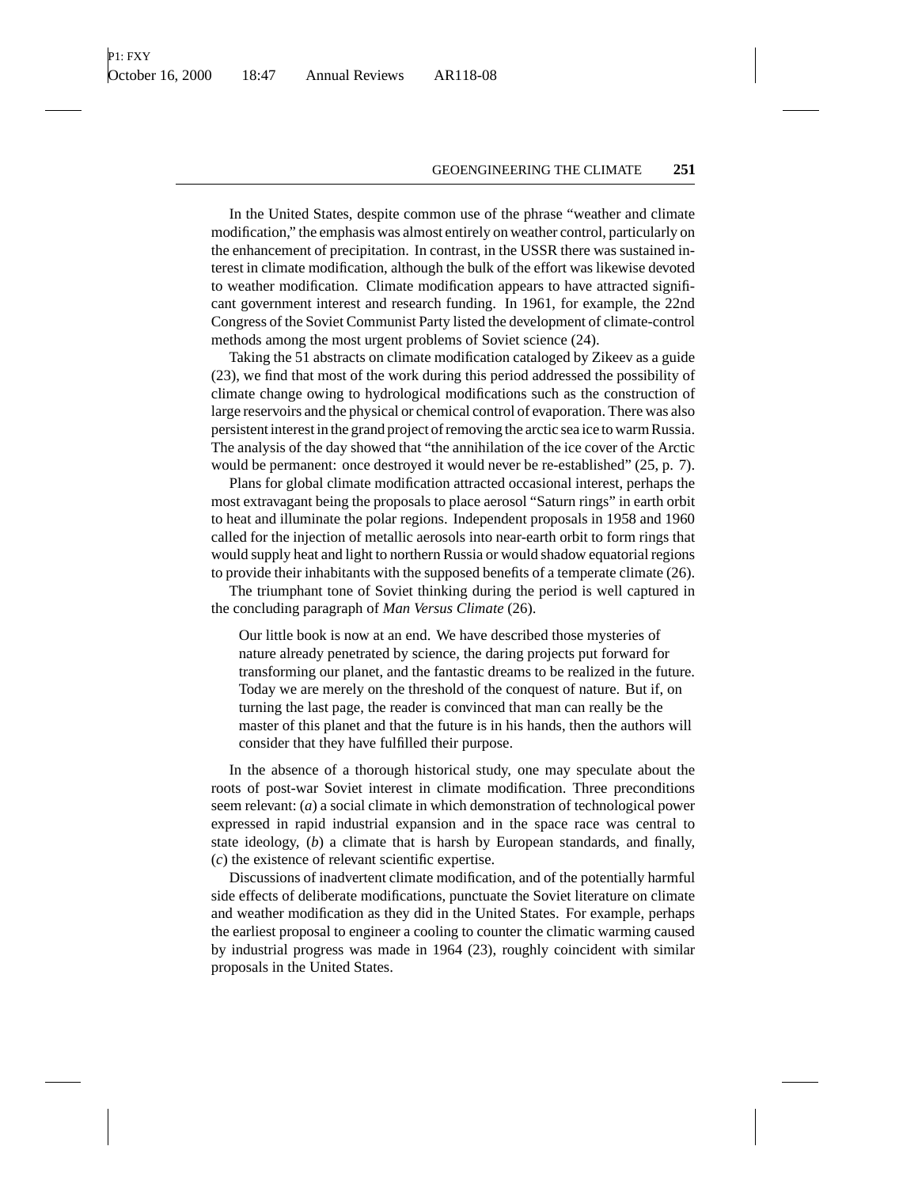In the United States, despite common use of the phrase "weather and climate modification," the emphasis was almost entirely on weather control, particularly on the enhancement of precipitation. In contrast, in the USSR there was sustained interest in climate modification, although the bulk of the effort was likewise devoted to weather modification. Climate modification appears to have attracted significant government interest and research funding. In 1961, for example, the 22nd Congress of the Soviet Communist Party listed the development of climate-control methods among the most urgent problems of Soviet science (24).

Taking the 51 abstracts on climate modification cataloged by Zikeev as a guide (23), we find that most of the work during this period addressed the possibility of climate change owing to hydrological modifications such as the construction of large reservoirs and the physical or chemical control of evaporation. There was also persistent interest in the grand project of removing the arctic sea ice to warm Russia. The analysis of the day showed that "the annihilation of the ice cover of the Arctic would be permanent: once destroyed it would never be re-established" (25, p. 7).

Plans for global climate modification attracted occasional interest, perhaps the most extravagant being the proposals to place aerosol "Saturn rings" in earth orbit to heat and illuminate the polar regions. Independent proposals in 1958 and 1960 called for the injection of metallic aerosols into near-earth orbit to form rings that would supply heat and light to northern Russia or would shadow equatorial regions to provide their inhabitants with the supposed benefits of a temperate climate (26).

The triumphant tone of Soviet thinking during the period is well captured in the concluding paragraph of *Man Versus Climate* (26).

> Our little book is now at an end. We have described those mysteries of nature already penetrated by science, the daring projects put forward for transforming our planet, and the fantastic dreams to be realized in the future. Today we are merely on the threshold of the conquest of nature. But if, on turning the last page, the reader is convinced that man can really be the master of this planet and that the future is in his hands, then the authors will consider that they have fulfilled their purpose.

In the absence of a thorough historical study, one may speculate about the roots of post-war Soviet interest in climate modification. Three preconditions seem relevant: (*a*) a social climate in which demonstration of technological power expressed in rapid industrial expansion and in the space race was central to state ideology, (*b*) a climate that is harsh by European standards, and finally, (*c*) the existence of relevant scientific expertise.

Discussions of inadvertent climate modification, and of the potentially harmful side effects of deliberate modifications, punctuate the Soviet literature on climate and weather modification as they did in the United States. For example, perhaps the earliest proposal to engineer a cooling to counter the climatic warming caused by industrial progress was made in 1964 (23), roughly coincident with similar proposals in the United States.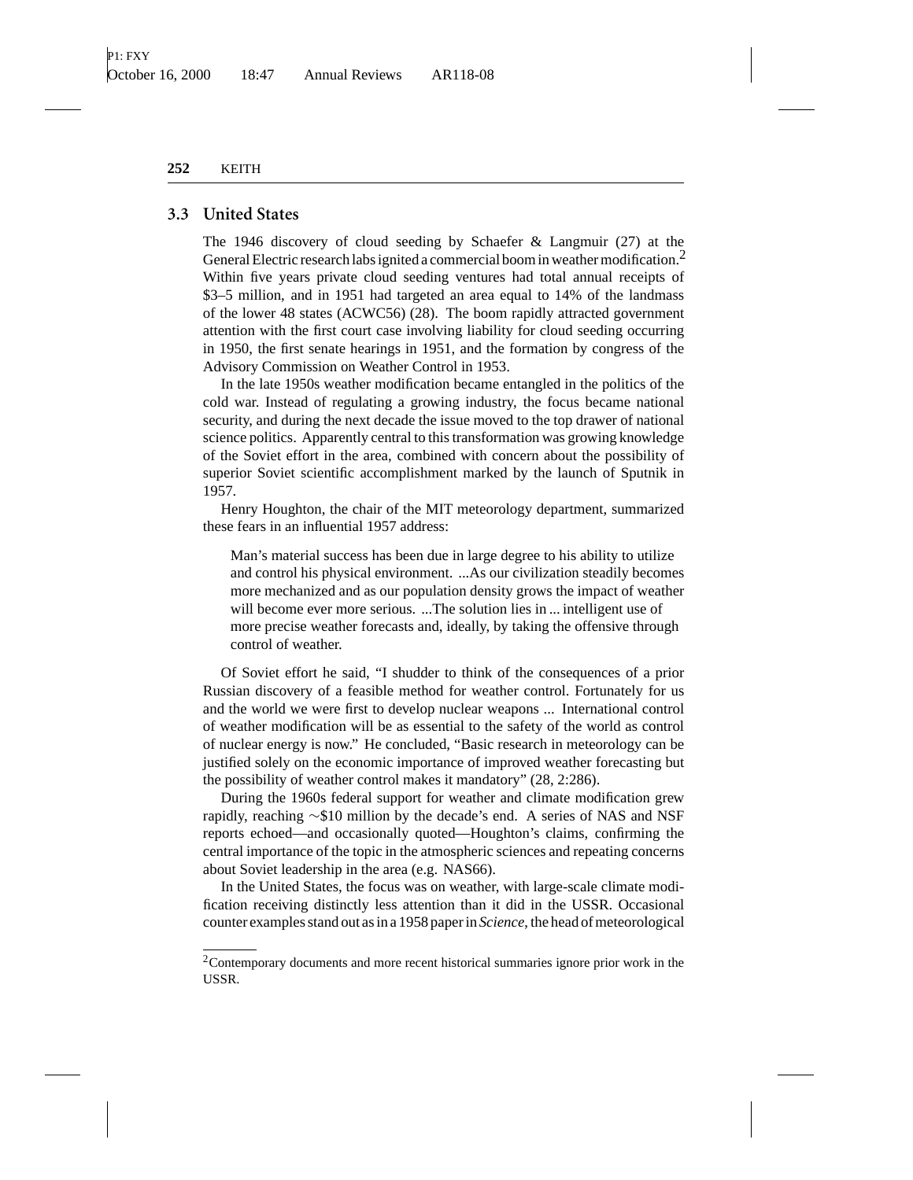## 3.3 United States

The 1946 discovery of cloud seeding by Schaefer & Langmuir (27) at the General Electric research labs ignited a commercial boom in weather modification.[2] Within five years private cloud seeding ventures had total annual receipts of \$3–5 million, and in 1951 had targeted an area equal to 14% of the landmass of the lower 48 states (ACWC56) (28). The boom rapidly attracted government attention with the first court case involving liability for cloud seeding occurring in 1950, the first senate hearings in 1951, and the formation by congress of the Advisory Commission on Weather Control in 1953.

In the late 1950s weather modification became entangled in the politics of the cold war. Instead of regulating a growing industry, the focus became national security, and during the next decade the issue moved to the top drawer of national science politics. Apparently central to this transformation was growing knowledge of the Soviet effort in the area, combined with concern about the possibility of superior Soviet scientific accomplishment marked by the launch of Sputnik in 1957.

Henry Houghton, the chair of the MIT meteorology department, summarized these fears in an influential 1957 address:

> Man's material success has been due in large degree to his ability to utilize and control his physical environment. ...As our civilization steadily becomes more mechanized and as our population density grows the impact of weather will become ever more serious. ...The solution lies in ... intelligent use of more precise weather forecasts and, ideally, by taking the offensive through control of weather.

Of Soviet effort he said, "I shudder to think of the consequences of a prior Russian discovery of a feasible method for weather control. Fortunately for us and the world we were first to develop nuclear weapons ... International control of weather modification will be as essential to the safety of the world as control of nuclear energy is now." He concluded, "Basic research in meteorology can be justified solely on the economic importance of improved weather forecasting but the possibility of weather control makes it mandatory" (28, 2:286).

During the 1960s federal support for weather and climate modification grew rapidly, reaching ~\$10 million by the decade's end. A series of NAS and NSF reports echoed—and occasionally quoted—Houghton's claims, confirming the central importance of the topic in the atmospheric sciences and repeating concerns about Soviet leadership in the area (e.g. NAS66).

In the United States, the focus was on weather, with large-scale climate modification receiving distinctly less attention than it did in the USSR. Occasional counter examples stand out as in a 1958 paper in *Science*, the head of meteorological

[2] Contemporary documents and more recent historical summaries ignore prior work in the USSR.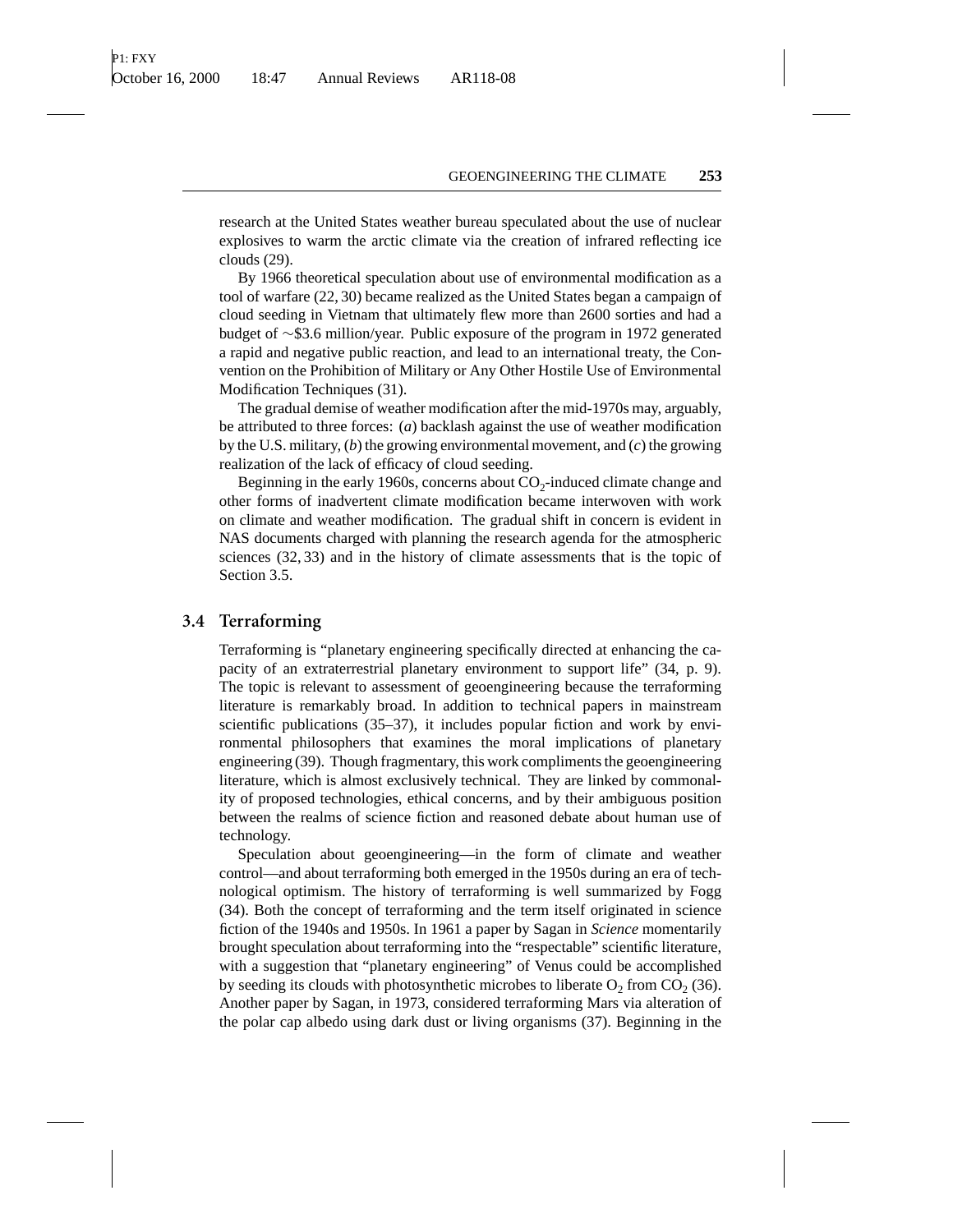research at the United States weather bureau speculated about the use of nuclear explosives to warm the arctic climate via the creation of infrared reflecting ice clouds (29).

By 1966 theoretical speculation about use of environmental modification as a tool of warfare (22, 30) became realized as the United States began a campaign of cloud seeding in Vietnam that ultimately flew more than 2600 sorties and had a budget of ~\$3.6 million/year. Public exposure of the program in 1972 generated a rapid and negative public reaction, and lead to an international treaty, the Convention on the Prohibition of Military or Any Other Hostile Use of Environmental Modification Techniques (31).

The gradual demise of weather modification after the mid-1970s may, arguably, be attributed to three forces: (*a*) backlash against the use of weather modification by the U.S. military, (*b*) the growing environmental movement, and (*c*) the growing realization of the lack of efficacy of cloud seeding.

Beginning in the early 1960s, concerns about $CO_2$-induced climate change and other forms of inadvertent climate modification became interwoven with work on climate and weather modification. The gradual shift in concern is evident in NAS documents charged with planning the research agenda for the atmospheric sciences (32, 33) and in the history of climate assessments that is the topic of Section 3.5.

## 3.4 Terraforming

Terraforming is "planetary engineering specifically directed at enhancing the capacity of an extraterrestrial planetary environment to support life" (34, p. 9). The topic is relevant to assessment of geoengineering because the terraforming literature is remarkably broad. In addition to technical papers in mainstream scientific publications (35–37), it includes popular fiction and work by environmental philosophers that examines the moral implications of planetary engineering (39). Though fragmentary, this work compliments the geoengineering literature, which is almost exclusively technical. They are linked by commonality of proposed technologies, ethical concerns, and by their ambiguous position between the realms of science fiction and reasoned debate about human use of technology.

Speculation about geoengineering—in the form of climate and weather control—and about terraforming both emerged in the 1950s during an era of technological optimism. The history of terraforming is well summarized by Fogg (34). Both the concept of terraforming and the term itself originated in science fiction of the 1940s and 1950s. In 1961 a paper by Sagan in *Science* momentarily brought speculation about terraforming into the "respectable" scientific literature, with a suggestion that "planetary engineering" of Venus could be accomplished by seeding its clouds with photosynthetic microbes to liberate $O_2$ from $CO_2$ (36). Another paper by Sagan, in 1973, considered terraforming Mars via alteration of the polar cap albedo using dark dust or living organisms (37). Beginning in the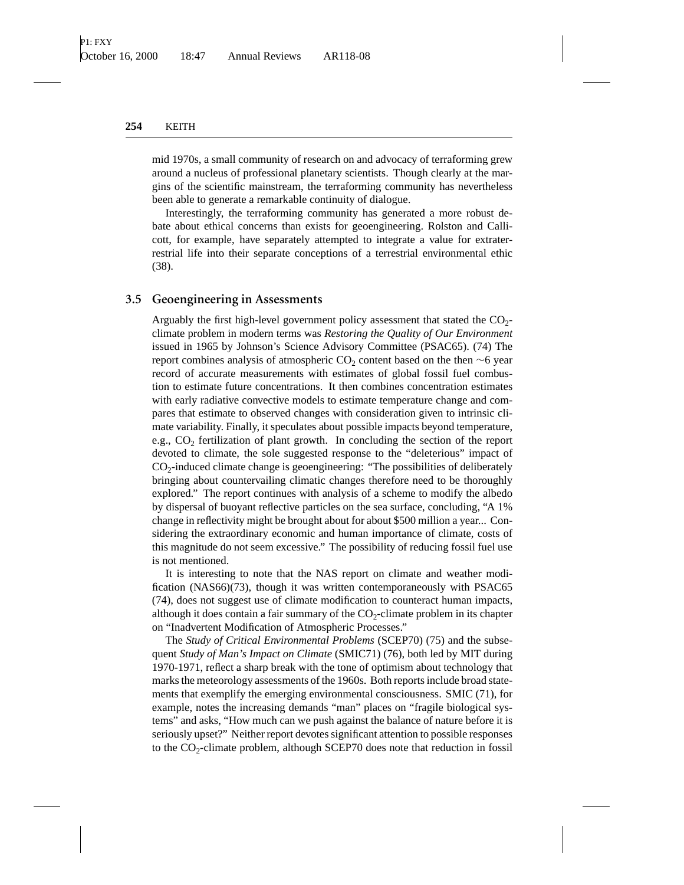mid 1970s, a small community of research on and advocacy of terraforming grew around a nucleus of professional planetary scientists. Though clearly at the margins of the scientific mainstream, the terraforming community has nevertheless been able to generate a remarkable continuity of dialogue.

Interestingly, the terraforming community has generated a more robust debate about ethical concerns than exists for geoengineering. Rolston and Callicott, for example, have separately attempted to integrate a value for extraterrestrial life into their separate conceptions of a terrestrial environmental ethic (38).

## 3.5 Geoengineering in Assessments

Arguably the first high-level government policy assessment that stated the $CO_2$-climate problem in modern terms was *Restoring the Quality of Our Environment* issued in 1965 by Johnson's Science Advisory Committee (PSAC65). (74) The report combines analysis of atmospheric $CO_2$ content based on the then ~6 year record of accurate measurements with estimates of global fossil fuel combustion to estimate future concentrations. It then combines concentration estimates with early radiative convective models to estimate temperature change and compares that estimate to observed changes with consideration given to intrinsic climate variability. Finally, it speculates about possible impacts beyond temperature, e.g., $CO_2$ fertilization of plant growth. In concluding the section of the report devoted to climate, the sole suggested response to the "deleterious" impact of $CO_2$-induced climate change is geoengineering: "The possibilities of deliberately bringing about countervailing climatic changes therefore need to be thoroughly explored." The report continues with analysis of a scheme to modify the albedo by dispersal of buoyant reflective particles on the sea surface, concluding, "A 1% change in reflectivity might be brought about for about $500 million a year... Considering the extraordinary economic and human importance of climate, costs of this magnitude do not seem excessive." The possibility of reducing fossil fuel use is not mentioned.

It is interesting to note that the NAS report on climate and weather modification (NAS66)(73), though it was written contemporaneously with PSAC65 (74), does not suggest use of climate modification to counteract human impacts, although it does contain a fair summary of the $CO_2$-climate problem in its chapter on "Inadvertent Modification of Atmospheric Processes."

The *Study of Critical Environmental Problems* (SCEP70) (75) and the subsequent *Study of Man's Impact on Climate* (SMIC71) (76), both led by MIT during 1970-1971, reflect a sharp break with the tone of optimism about technology that marks the meteorology assessments of the 1960s. Both reports include broad statements that exemplify the emerging environmental consciousness. SMIC (71), for example, notes the increasing demands "man" places on "fragile biological systems" and asks, "How much can we push against the balance of nature before it is seriously upset?" Neither report devotes significant attention to possible responses to the $CO_2$-climate problem, although SCEP70 does note that reduction in fossil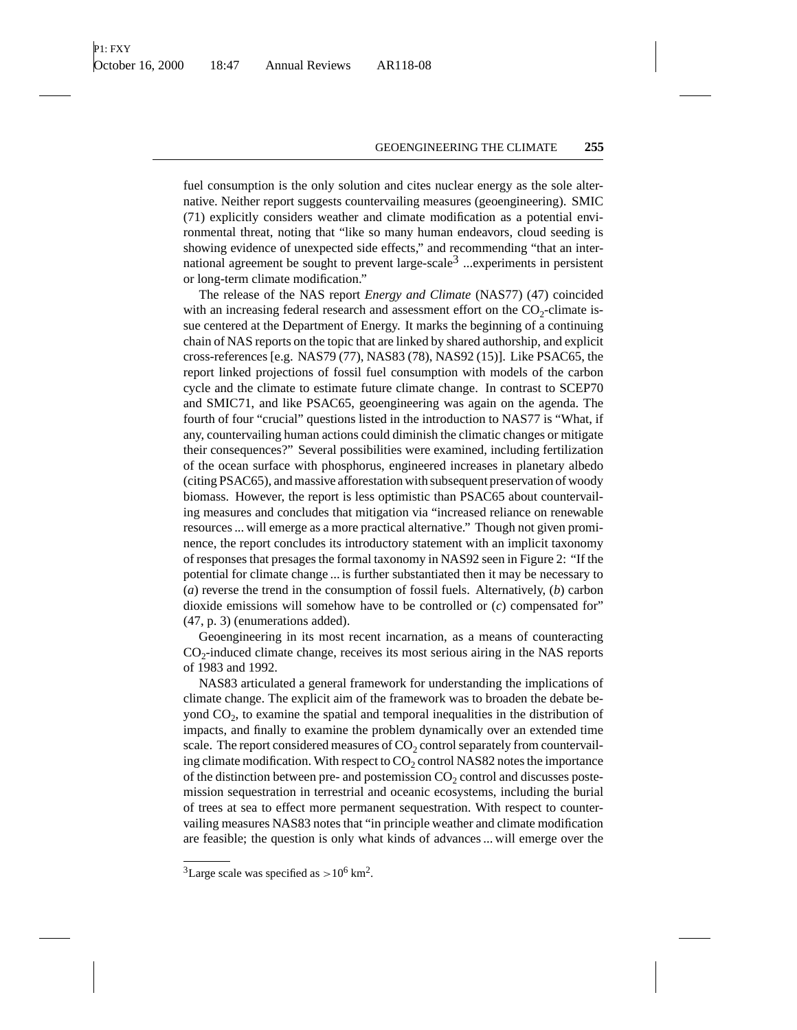fuel consumption is the only solution and cites nuclear energy as the sole alternative. Neither report suggests countervailing measures (geoengineering). SMIC (71) explicitly considers weather and climate modification as a potential environmental threat, noting that "like so many human endeavors, cloud seeding is showing evidence of unexpected side effects," and recommending "that an international agreement be sought to prevent large-scale[3] ...experiments in persistent or long-term climate modification."

The release of the NAS report *Energy and Climate* (NAS77) (47) coincided with an increasing federal research and assessment effort on the $CO_2$-climate issue centered at the Department of Energy. It marks the beginning of a continuing chain of NAS reports on the topic that are linked by shared authorship, and explicit cross-references [e.g. NAS79 (77), NAS83 (78), NAS92 (15)]. Like PSAC65, the report linked projections of fossil fuel consumption with models of the carbon cycle and the climate to estimate future climate change. In contrast to SCEP70 and SMIC71, and like PSAC65, geoengineering was again on the agenda. The fourth of four "crucial" questions listed in the introduction to NAS77 is "What, if any, countervailing human actions could diminish the climatic changes or mitigate their consequences?" Several possibilities were examined, including fertilization of the ocean surface with phosphorus, engineered increases in planetary albedo (citing PSAC65), and massive afforestation with subsequent preservation of woody biomass. However, the report is less optimistic than PSAC65 about countervailing measures and concludes that mitigation via "increased reliance on renewable resources ... will emerge as a more practical alternative." Though not given prominence, the report concludes its introductory statement with an implicit taxonomy of responses that presages the formal taxonomy in NAS92 seen in Figure 2: "If the potential for climate change ... is further substantiated then it may be necessary to (*a*) reverse the trend in the consumption of fossil fuels. Alternatively, (*b*) carbon dioxide emissions will somehow have to be controlled or (*c*) compensated for" (47, p. 3) (enumerations added).

Geoengineering in its most recent incarnation, as a means of counteracting $CO_2$-induced climate change, receives its most serious airing in the NAS reports of 1983 and 1992.

NAS83 articulated a general framework for understanding the implications of climate change. The explicit aim of the framework was to broaden the debate beyond $CO_2$, to examine the spatial and temporal inequalities in the distribution of impacts, and finally to examine the problem dynamically over an extended time scale. The report considered measures of $CO_2$ control separately from countervailing climate modification. With respect to $CO_2$ control NAS82 notes the importance of the distinction between pre- and postemission $CO_2$ control and discusses postemission sequestration in terrestrial and oceanic ecosystems, including the burial of trees at sea to effect more permanent sequestration. With respect to countervailing measures NAS83 notes that "in principle weather and climate modification are feasible; the question is only what kinds of advances ... will emerge over the

[3] Large scale was specified as $>10^6$ km$^2$.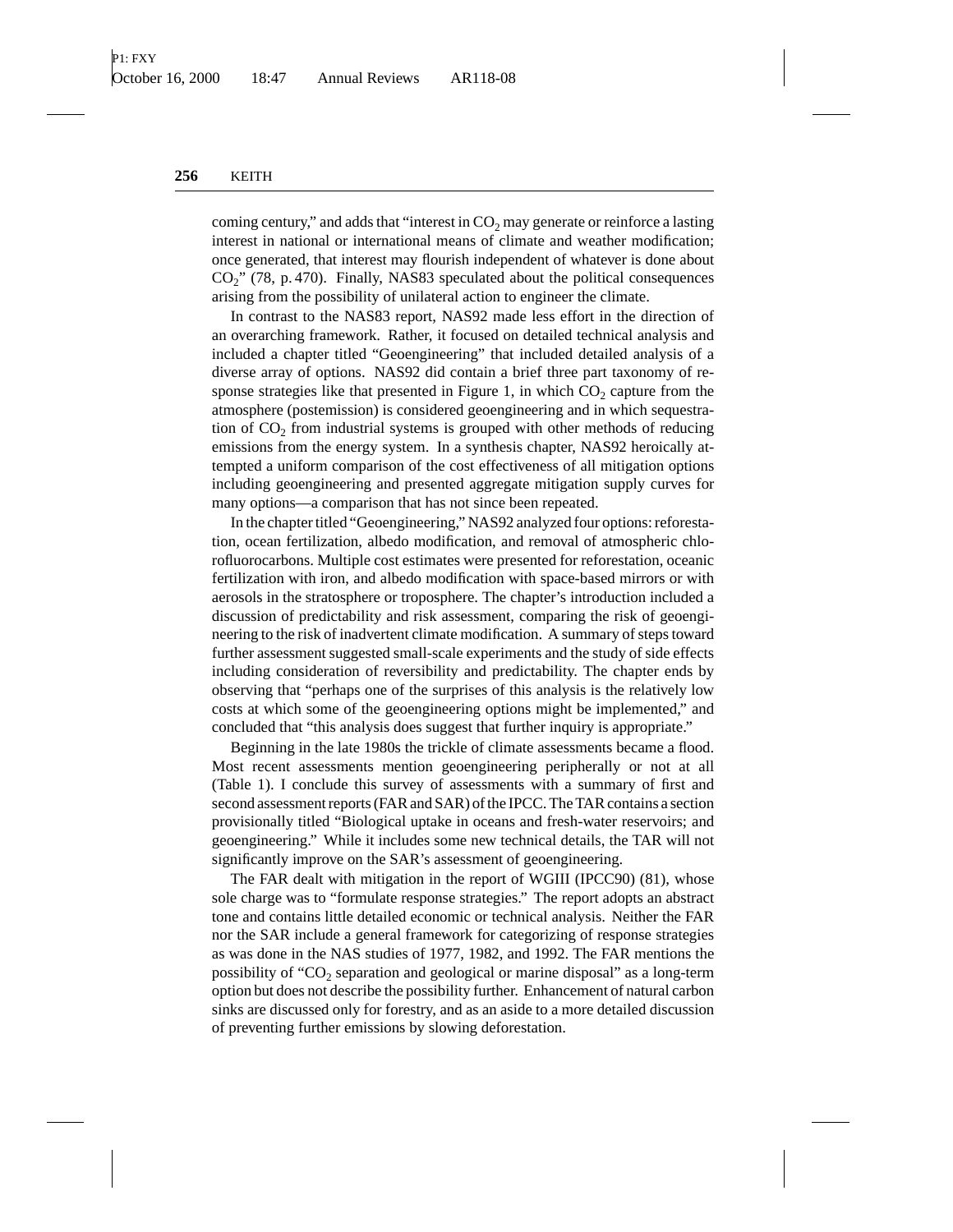coming century," and adds that "interest in $CO_2$ may generate or reinforce a lasting interest in national or international means of climate and weather modification; once generated, that interest may flourish independent of whatever is done about $CO_2$" (78, p. 470). Finally, NAS83 speculated about the political consequences arising from the possibility of unilateral action to engineer the climate.

In contrast to the NAS83 report, NAS92 made less effort in the direction of an overarching framework. Rather, it focused on detailed technical analysis and included a chapter titled "Geoengineering" that included detailed analysis of a diverse array of options. NAS92 did contain a brief three part taxonomy of response strategies like that presented in Figure 1, in which $CO_2$ capture from the atmosphere (postemission) is considered geoengineering and in which sequestration of $CO_2$ from industrial systems is grouped with other methods of reducing emissions from the energy system. In a synthesis chapter, NAS92 heroically attempted a uniform comparison of the cost effectiveness of all mitigation options including geoengineering and presented aggregate mitigation supply curves for many options—a comparison that has not since been repeated.

In the chapter titled "Geoengineering," NAS92 analyzed four options: reforestation, ocean fertilization, albedo modification, and removal of atmospheric chlorofluorocarbons. Multiple cost estimates were presented for reforestation, oceanic fertilization with iron, and albedo modification with space-based mirrors or with aerosols in the stratosphere or troposphere. The chapter's introduction included a discussion of predictability and risk assessment, comparing the risk of geoengineering to the risk of inadvertent climate modification. A summary of steps toward further assessment suggested small-scale experiments and the study of side effects including consideration of reversibility and predictability. The chapter ends by observing that "perhaps one of the surprises of this analysis is the relatively low costs at which some of the geoengineering options might be implemented," and concluded that "this analysis does suggest that further inquiry is appropriate."

Beginning in the late 1980s the trickle of climate assessments became a flood. Most recent assessments mention geoengineering peripherally or not at all (Table 1). I conclude this survey of assessments with a summary of first and second assessment reports (FAR and SAR) of the IPCC. The TAR contains a section provisionally titled "Biological uptake in oceans and fresh-water reservoirs; and geoengineering." While it includes some new technical details, the TAR will not significantly improve on the SAR's assessment of geoengineering.

The FAR dealt with mitigation in the report of WGIII (IPCC90) (81), whose sole charge was to "formulate response strategies." The report adopts an abstract tone and contains little detailed economic or technical analysis. Neither the FAR nor the SAR include a general framework for categorizing of response strategies as was done in the NAS studies of 1977, 1982, and 1992. The FAR mentions the possibility of "$CO_2$ separation and geological or marine disposal" as a long-term option but does not describe the possibility further. Enhancement of natural carbon sinks are discussed only for forestry, and as an aside to a more detailed discussion of preventing further emissions by slowing deforestation.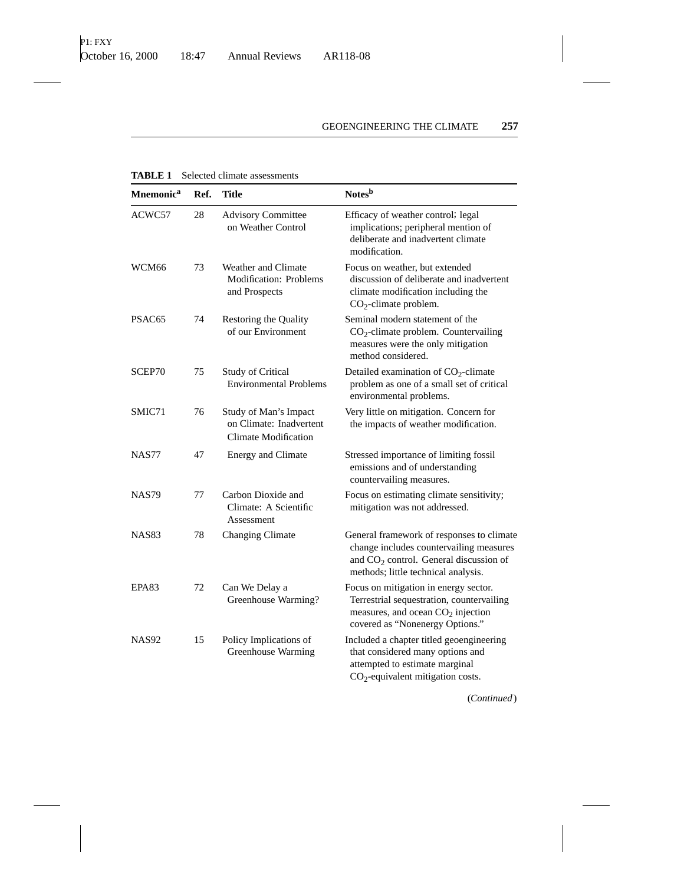**TABLE 1** Selected climate assessments

| Mnemonic[a] | Ref. | Title | Notes[b] |
|---|---|---|---|
| ACWC57 | 28 | Advisory Committee on Weather Control | Efficacy of weather control; legal implications; peripheral mention of deliberate and inadvertent climate modification. |
| WCM66 | 73 | Weather and Climate Modification: Problems and Prospects | Focus on weather, but extended discussion of deliberate and inadvertent climate modification including the $CO_2$-climate problem. |
| PSAC65 | 74 | Restoring the Quality of our Environment | Seminal modern statement of the $CO_2$-climate problem. Countervailing measures were the only mitigation method considered. |
| SCEP70 | 75 | Study of Critical Environmental Problems | Detailed examination of $CO_2$-climate problem as one of a small set of critical environmental problems. |
| SMIC71 | 76 | Study of Man's Impact on Climate: Inadvertent Climate Modification | Very little on mitigation. Concern for the impacts of weather modification. |
| NAS77 | 47 | Energy and Climate | Stressed importance of limiting fossil emissions and of understanding countervailing measures. |
| NAS79 | 77 | Carbon Dioxide and Climate: A Scientific Assessment | Focus on estimating climate sensitivity; mitigation was not addressed. |
| NAS83 | 78 | Changing Climate | General framework of responses to climate change includes countervailing measures and $CO_2$ control. General discussion of methods; little technical analysis. |
| EPA83 | 72 | Can We Delay a Greenhouse Warming? | Focus on mitigation in energy sector. Terrestrial sequestration, countervailing measures, and ocean $CO_2$ injection covered as "Nonenergy Options." |
| NAS92 | 15 | Policy Implications of Greenhouse Warming | Included a chapter titled geoengineering that considered many options and attempted to estimate marginal $CO_2$-equivalent mitigation costs. |

(*Continued*)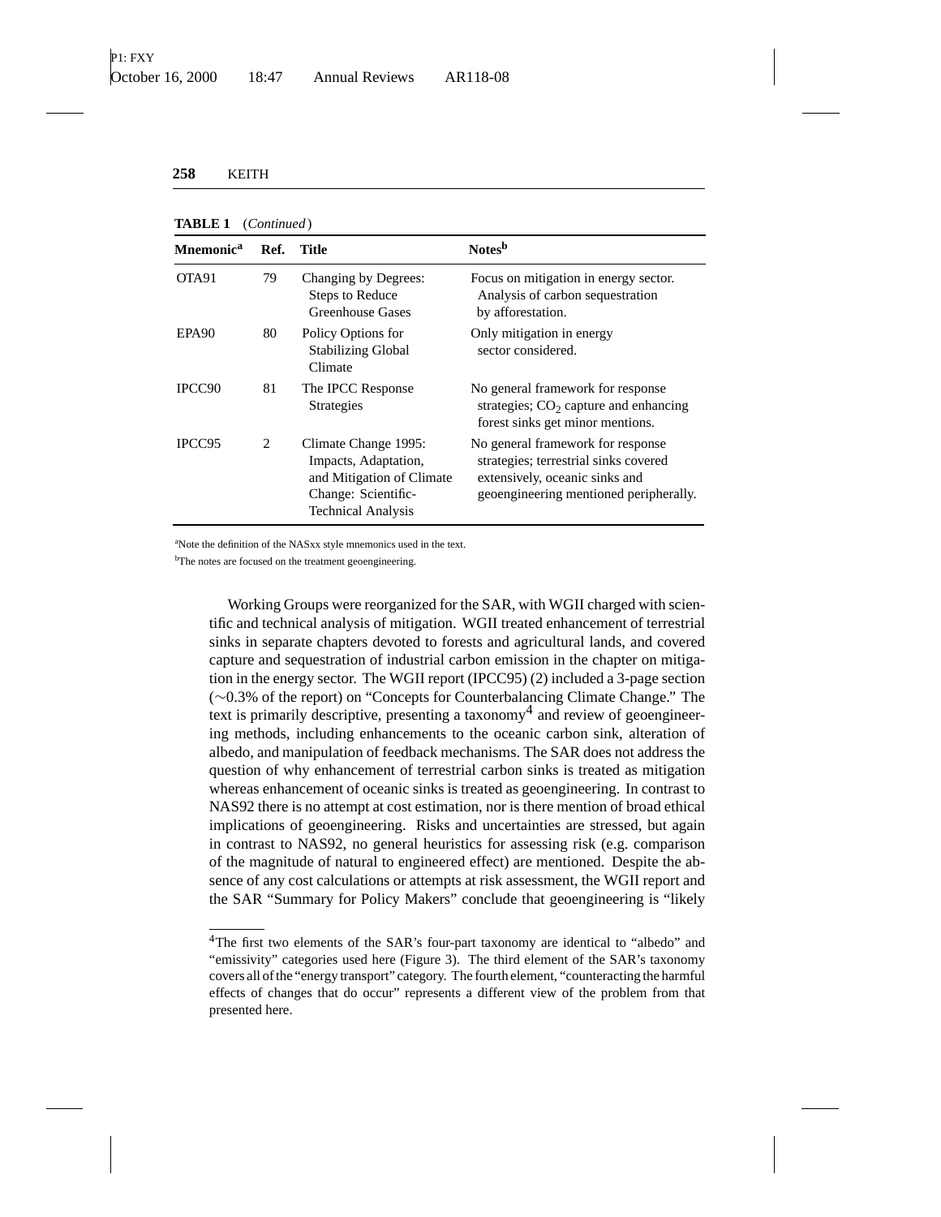**TABLE 1** (*Continued*)

| Mnemonic[a] | Ref. | Title | Notes[b] |
|---|---|---|---|
| OTA91 | 79 | Changing by Degrees: Steps to Reduce Greenhouse Gases | Focus on mitigation in energy sector. Analysis of carbon sequestration by afforestation. |
| EPA90 | 80 | Policy Options for Stabilizing Global Climate | Only mitigation in energy sector considered. |
| IPCC90 | 81 | The IPCC Response Strategies | No general framework for response strategies; $CO_2$ capture and enhancing forest sinks get minor mentions. |
| IPCC95 | 2 | Climate Change 1995: Impacts, Adaptation, and Mitigation of Climate Change: Scientific-Technical Analysis | No general framework for response strategies; terrestrial sinks covered extensively, oceanic sinks and geoengineering mentioned peripherally. |

[a]Note the definition of the NASxx style mnemonics used in the text.

[b]The notes are focused on the treatment geoengineering.

Working Groups were reorganized for the SAR, with WGII charged with scientific and technical analysis of mitigation. WGII treated enhancement of terrestrial sinks in separate chapters devoted to forests and agricultural lands, and covered capture and sequestration of industrial carbon emission in the chapter on mitigation in the energy sector. The WGII report (IPCC95) (2) included a 3-page section (~0.3% of the report) on "Concepts for Counterbalancing Climate Change." The text is primarily descriptive, presenting a taxonomy[4] and review of geoengineering methods, including enhancements to the oceanic carbon sink, alteration of albedo, and manipulation of feedback mechanisms. The SAR does not address the question of why enhancement of terrestrial carbon sinks is treated as mitigation whereas enhancement of oceanic sinks is treated as geoengineering. In contrast to NAS92 there is no attempt at cost estimation, nor is there mention of broad ethical implications of geoengineering. Risks and uncertainties are stressed, but again in contrast to NAS92, no general heuristics for assessing risk (e.g. comparison of the magnitude of natural to engineered effect) are mentioned. Despite the absence of any cost calculations or attempts at risk assessment, the WGII report and the SAR "Summary for Policy Makers" conclude that geoengineering is "likely

[4]The first two elements of the SAR's four-part taxonomy are identical to "albedo" and "emissivity" categories used here (Figure 3). The third element of the SAR's taxonomy covers all of the "energy transport" category. The fourth element, "counteracting the harmful effects of changes that do occur" represents a different view of the problem from that presented here.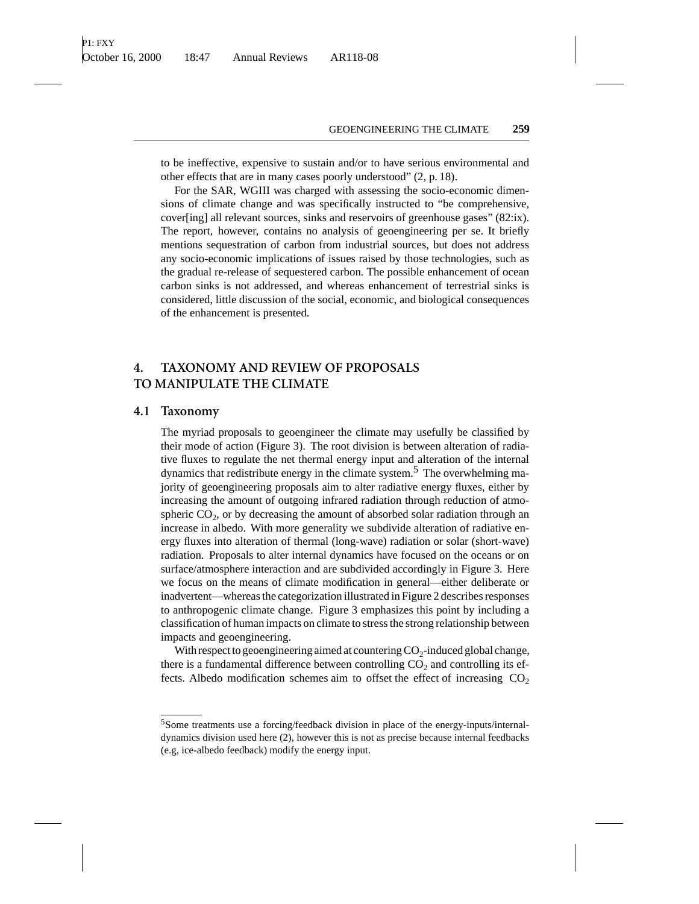to be ineffective, expensive to sustain and/or to have serious environmental and other effects that are in many cases poorly understood" (2, p. 18).

For the SAR, WGIII was charged with assessing the socio-economic dimensions of climate change and was specifically instructed to "be comprehensive, cover[ing] all relevant sources, sinks and reservoirs of greenhouse gases" (82:ix). The report, however, contains no analysis of geoengineering per se. It briefly mentions sequestration of carbon from industrial sources, but does not address any socio-economic implications of issues raised by those technologies, such as the gradual re-release of sequestered carbon. The possible enhancement of ocean carbon sinks is not addressed, and whereas enhancement of terrestrial sinks is considered, little discussion of the social, economic, and biological consequences of the enhancement is presented.

## 4. TAXONOMY AND REVIEW OF PROPOSALS TO MANIPULATE THE CLIMATE

### 4.1 Taxonomy

The myriad proposals to geoengineer the climate may usefully be classified by their mode of action (Figure 3). The root division is between alteration of radiative fluxes to regulate the net thermal energy input and alteration of the internal dynamics that redistribute energy in the climate system.[5] The overwhelming majority of geoengineering proposals aim to alter radiative energy fluxes, either by increasing the amount of outgoing infrared radiation through reduction of atmospheric $CO_2$, or by decreasing the amount of absorbed solar radiation through an increase in albedo. With more generality we subdivide alteration of radiative energy fluxes into alteration of thermal (long-wave) radiation or solar (short-wave) radiation. Proposals to alter internal dynamics have focused on the oceans or on surface/atmosphere interaction and are subdivided accordingly in Figure 3. Here we focus on the means of climate modification in general—either deliberate or inadvertent—whereas the categorization illustrated in Figure 2 describes responses to anthropogenic climate change. Figure 3 emphasizes this point by including a classification of human impacts on climate to stress the strong relationship between impacts and geoengineering.

With respect to geoengineering aimed at countering $CO_2$-induced global change, there is a fundamental difference between controlling $CO_2$ and controlling its effects. Albedo modification schemes aim to offset the effect of increasing $CO_2$

[5]Some treatments use a forcing/feedback division in place of the energy-inputs/internal-dynamics division used here (2), however this is not as precise because internal feedbacks (e.g, ice-albedo feedback) modify the energy input.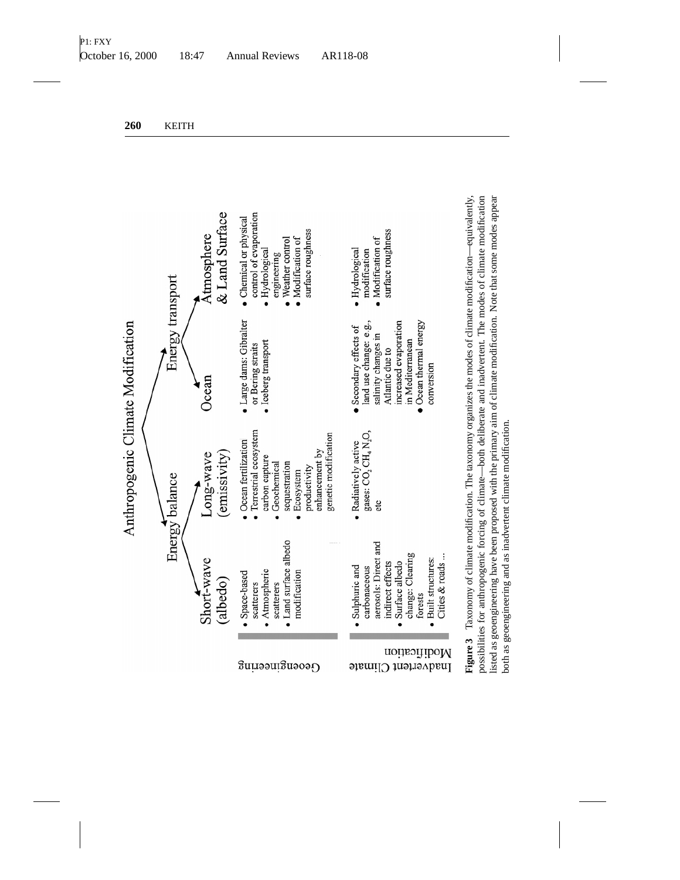| | Anthropogenic Climate Modification | | | |
|---|---|---|---|---|
| | Energy balance | | Energy transport | |
| | Short-wave (albedo) | Long-wave (emissivity) | Ocean | Atmosphere & Land Surface |
| Geoengineering | • Space-based scatterers<br>• Atmospheric scatterers<br>• Land surface albedo modification | • Ocean fertilization<br>• Terrestrial ecosystem carbon capture<br>• Geochemical sequestration<br>• Ecosystem productivity enhancement by genetic modification | • Large dams: Gibralter or Bering straits<br>• Iceberg transport | • Chemical or physical control of evaporation<br>• Hydrological engineering<br>• Weather control<br>• Modification of surface roughness |
| Inadvertent Climate Modification | • Sulphuric and carbonaceous aerosols: Direct and indirect effects<br>• Surface albedo change: Clearing forests<br>• Built structures: Cities & roads ... | • Radiatively active gases: $CO_2$ $CH_4$ $N_2O$, etc | • Secondary effects of land use change: e.g., salinity changes in Atlantic due to increased evaporation in Mediterranean<br>• Ocean thermal energy conversion | • Hydrological modification<br>• Modification of surface roughness |

**Figure 3** Taxonomy of climate modification. The taxonomy organizes the modes of climate modification—equivalently, possibilities for anthropogenic forcing of climate—both deliberate and inadvertent. The modes of climate modification listed as geoengineering have been proposed with the primary aim of climate modification. Note that some modes appear both as geoengineering and as inadvertent climate modification.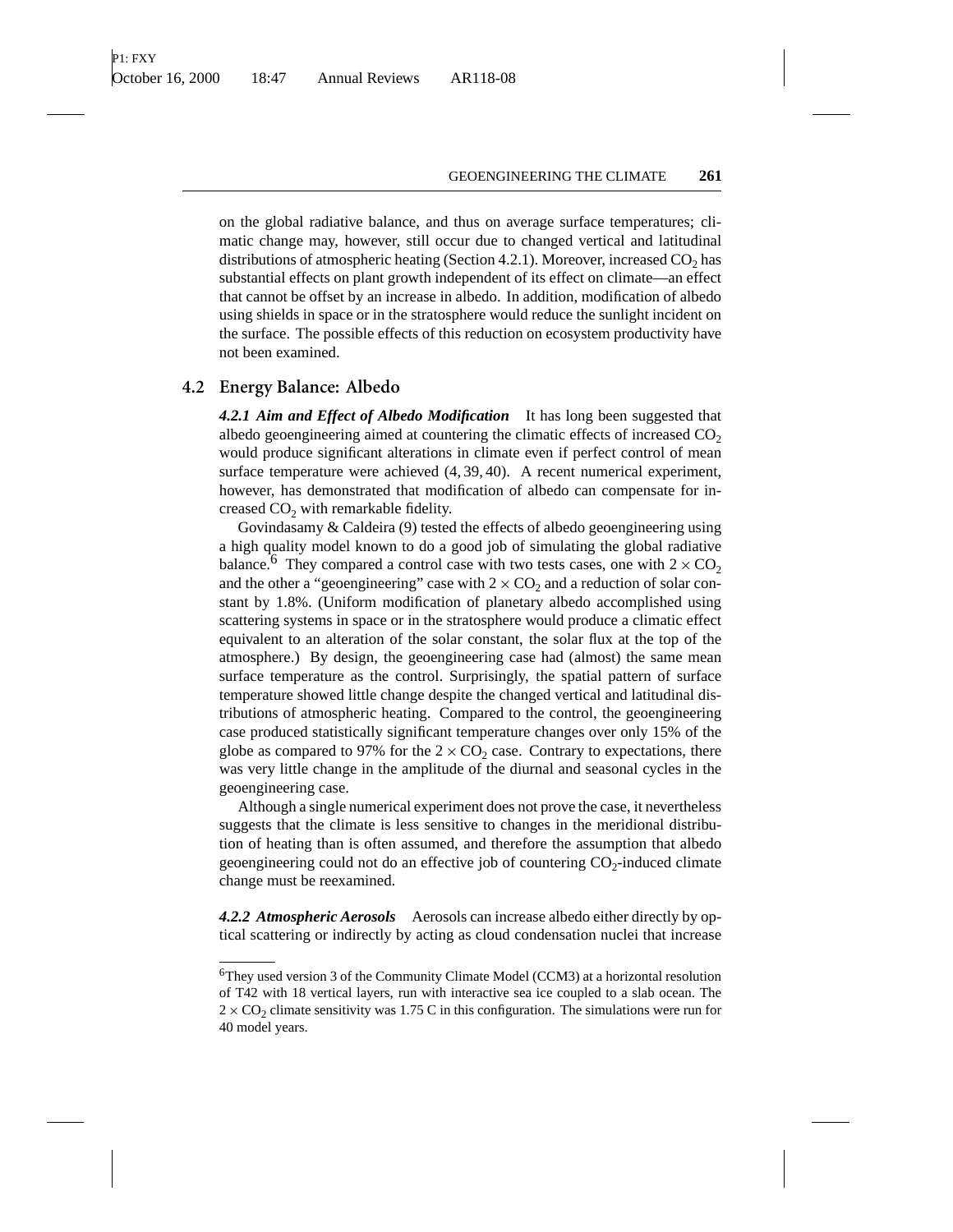on the global radiative balance, and thus on average surface temperatures; climatic change may, however, still occur due to changed vertical and latitudinal distributions of atmospheric heating (Section 4.2.1). Moreover, increased $CO_2$ has substantial effects on plant growth independent of its effect on climate—an effect that cannot be offset by an increase in albedo. In addition, modification of albedo using shields in space or in the stratosphere would reduce the sunlight incident on the surface. The possible effects of this reduction on ecosystem productivity have not been examined.

## 4.2 Energy Balance: Albedo

***4.2.1 Aim and Effect of Albedo Modification*** It has long been suggested that albedo geoengineering aimed at countering the climatic effects of increased $CO_2$ would produce significant alterations in climate even if perfect control of mean surface temperature were achieved (4, 39, 40). A recent numerical experiment, however, has demonstrated that modification of albedo can compensate for increased $CO_2$ with remarkable fidelity.

Govindasamy & Caldeira (9) tested the effects of albedo geoengineering using a high quality model known to do a good job of simulating the global radiative balance.[6] They compared a control case with two tests cases, one with $2 \times CO_2$ and the other a "geoengineering" case with $2 \times CO_2$ and a reduction of solar constant by 1.8%. (Uniform modification of planetary albedo accomplished using scattering systems in space or in the stratosphere would produce a climatic effect equivalent to an alteration of the solar constant, the solar flux at the top of the atmosphere.) By design, the geoengineering case had (almost) the same mean surface temperature as the control. Surprisingly, the spatial pattern of surface temperature showed little change despite the changed vertical and latitudinal distributions of atmospheric heating. Compared to the control, the geoengineering case produced statistically significant temperature changes over only 15% of the globe as compared to 97% for the $2 \times CO_2$ case. Contrary to expectations, there was very little change in the amplitude of the diurnal and seasonal cycles in the geoengineering case.

Although a single numerical experiment does not prove the case, it nevertheless suggests that the climate is less sensitive to changes in the meridional distribution of heating than is often assumed, and therefore the assumption that albedo geoengineering could not do an effective job of countering $CO_2$-induced climate change must be reexamined.

***4.2.2 Atmospheric Aerosols*** Aerosols can increase albedo either directly by optical scattering or indirectly by acting as cloud condensation nuclei that increase

---

[6] They used version 3 of the Community Climate Model (CCM3) at a horizontal resolution of T42 with 18 vertical layers, run with interactive sea ice coupled to a slab ocean. The $2 \times CO_2$ climate sensitivity was 1.75 C in this configuration. The simulations were run for 40 model years.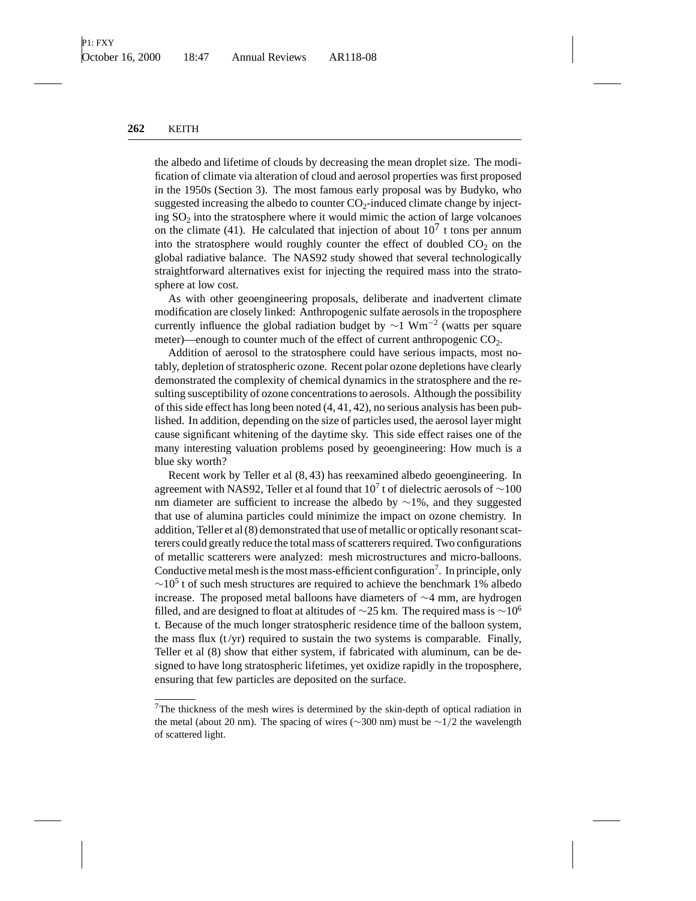the albedo and lifetime of clouds by decreasing the mean droplet size. The modification of climate via alteration of cloud and aerosol properties was first proposed in the 1950s (Section 3). The most famous early proposal was by Budyko, who suggested increasing the albedo to counter $CO_2$-induced climate change by injecting $SO_2$ into the stratosphere where it would mimic the action of large volcanoes on the climate (41). He calculated that injection of about $10^7$ t tons per annum into the stratosphere would roughly counter the effect of doubled $CO_2$ on the global radiative balance. The NAS92 study showed that several technologically straightforward alternatives exist for injecting the required mass into the stratosphere at low cost.

As with other geoengineering proposals, deliberate and inadvertent climate modification are closely linked: Anthropogenic sulfate aerosols in the troposphere currently influence the global radiation budget by $\sim 1\ Wm^{-2}$ (watts per square meter)—enough to counter much of the effect of current anthropogenic $CO_2$.

Addition of aerosol to the stratosphere could have serious impacts, most notably, depletion of stratospheric ozone. Recent polar ozone depletions have clearly demonstrated the complexity of chemical dynamics in the stratosphere and the resulting susceptibility of ozone concentrations to aerosols. Although the possibility of this side effect has long been noted (4, 41, 42), no serious analysis has been published. In addition, depending on the size of particles used, the aerosol layer might cause significant whitening of the daytime sky. This side effect raises one of the many interesting valuation problems posed by geoengineering: How much is a blue sky worth?

Recent work by Teller et al (8, 43) has reexamined albedo geoengineering. In agreement with NAS92, Teller et al found that $10^7$ t of dielectric aerosols of $\sim 100$ nm diameter are sufficient to increase the albedo by $\sim 1\%$, and they suggested that use of alumina particles could minimize the impact on ozone chemistry. In addition, Teller et al (8) demonstrated that use of metallic or optically resonant scatterers could greatly reduce the total mass of scatterers required. Two configurations of metallic scatterers were analyzed: mesh microstructures and micro-balloons. Conductive metal mesh is the most mass-efficient configuration[7]. In principle, only $\sim 10^5$ t of such mesh structures are required to achieve the benchmark 1% albedo increase. The proposed metal balloons have diameters of $\sim 4$ mm, are hydrogen filled, and are designed to float at altitudes of $\sim 25$ km. The required mass is $\sim 10^6$ t. Because of the much longer stratospheric residence time of the balloon system, the mass flux (t/yr) required to sustain the two systems is comparable. Finally, Teller et al (8) show that either system, if fabricated with aluminum, can be designed to have long stratospheric lifetimes, yet oxidize rapidly in the troposphere, ensuring that few particles are deposited on the surface.

---

[7]The thickness of the mesh wires is determined by the skin-depth of optical radiation in the metal (about 20 nm). The spacing of wires ($\sim 300$ nm) must be $\sim 1/2$ the wavelength of scattered light.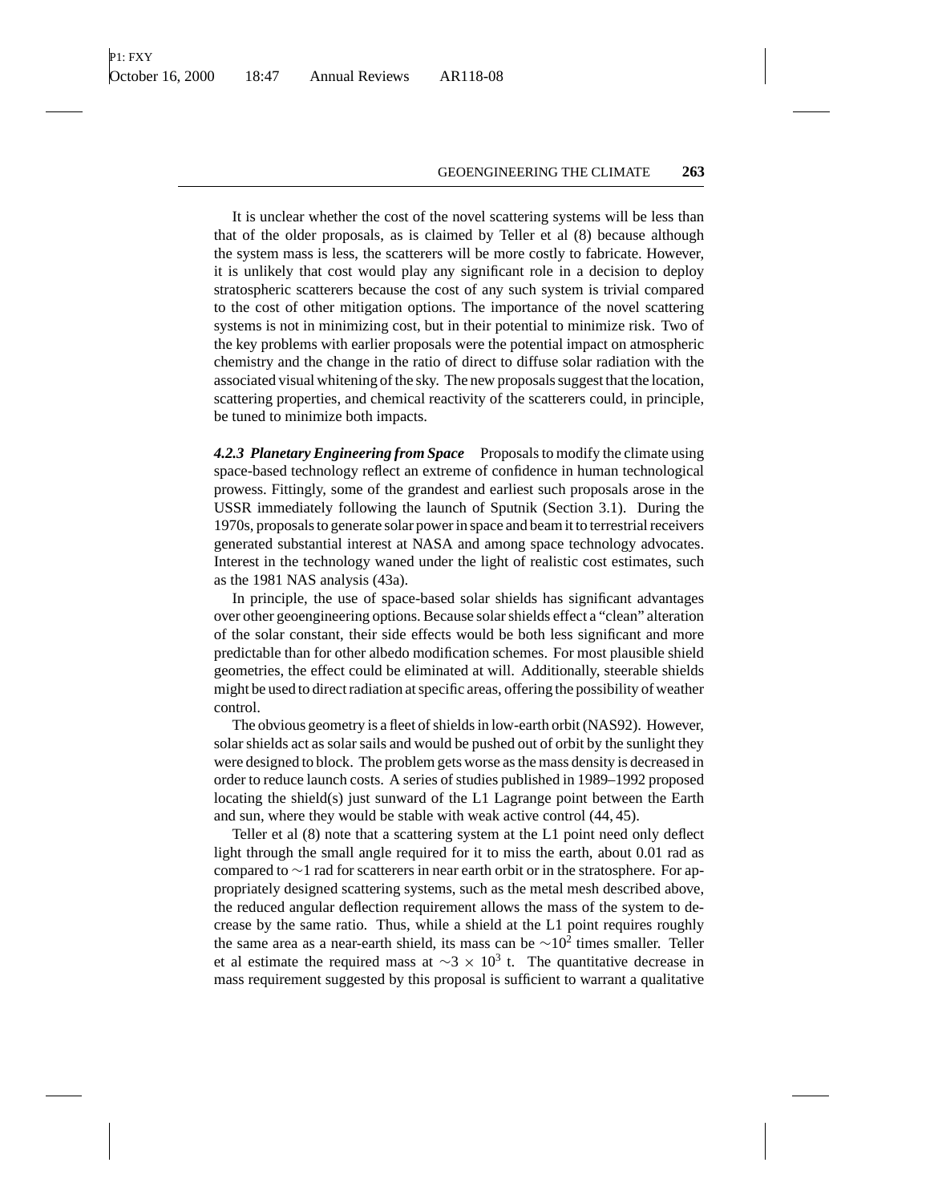It is unclear whether the cost of the novel scattering systems will be less than that of the older proposals, as is claimed by Teller et al (8) because although the system mass is less, the scatterers will be more costly to fabricate. However, it is unlikely that cost would play any significant role in a decision to deploy stratospheric scatterers because the cost of any such system is trivial compared to the cost of other mitigation options. The importance of the novel scattering systems is not in minimizing cost, but in their potential to minimize risk. Two of the key problems with earlier proposals were the potential impact on atmospheric chemistry and the change in the ratio of direct to diffuse solar radiation with the associated visual whitening of the sky. The new proposals suggest that the location, scattering properties, and chemical reactivity of the scatterers could, in principle, be tuned to minimize both impacts.

***4.2.3 Planetary Engineering from Space*** Proposals to modify the climate using space-based technology reflect an extreme of confidence in human technological prowess. Fittingly, some of the grandest and earliest such proposals arose in the USSR immediately following the launch of Sputnik (Section 3.1). During the 1970s, proposals to generate solar power in space and beam it to terrestrial receivers generated substantial interest at NASA and among space technology advocates. Interest in the technology waned under the light of realistic cost estimates, such as the 1981 NAS analysis (43a).

In principle, the use of space-based solar shields has significant advantages over other geoengineering options. Because solar shields effect a "clean" alteration of the solar constant, their side effects would be both less significant and more predictable than for other albedo modification schemes. For most plausible shield geometries, the effect could be eliminated at will. Additionally, steerable shields might be used to direct radiation at specific areas, offering the possibility of weather control.

The obvious geometry is a fleet of shields in low-earth orbit (NAS92). However, solar shields act as solar sails and would be pushed out of orbit by the sunlight they were designed to block. The problem gets worse as the mass density is decreased in order to reduce launch costs. A series of studies published in 1989–1992 proposed locating the shield(s) just sunward of the L1 Lagrange point between the Earth and sun, where they would be stable with weak active control (44, 45).

Teller et al (8) note that a scattering system at the L1 point need only deflect light through the small angle required for it to miss the earth, about 0.01 rad as compared to $\sim$1 rad for scatterers in near earth orbit or in the stratosphere. For appropriately designed scattering systems, such as the metal mesh described above, the reduced angular deflection requirement allows the mass of the system to decrease by the same ratio. Thus, while a shield at the L1 point requires roughly the same area as a near-earth shield, its mass can be $\sim 10^2$ times smaller. Teller et al estimate the required mass at $\sim 3 \times 10^3$ t. The quantitative decrease in mass requirement suggested by this proposal is sufficient to warrant a qualitative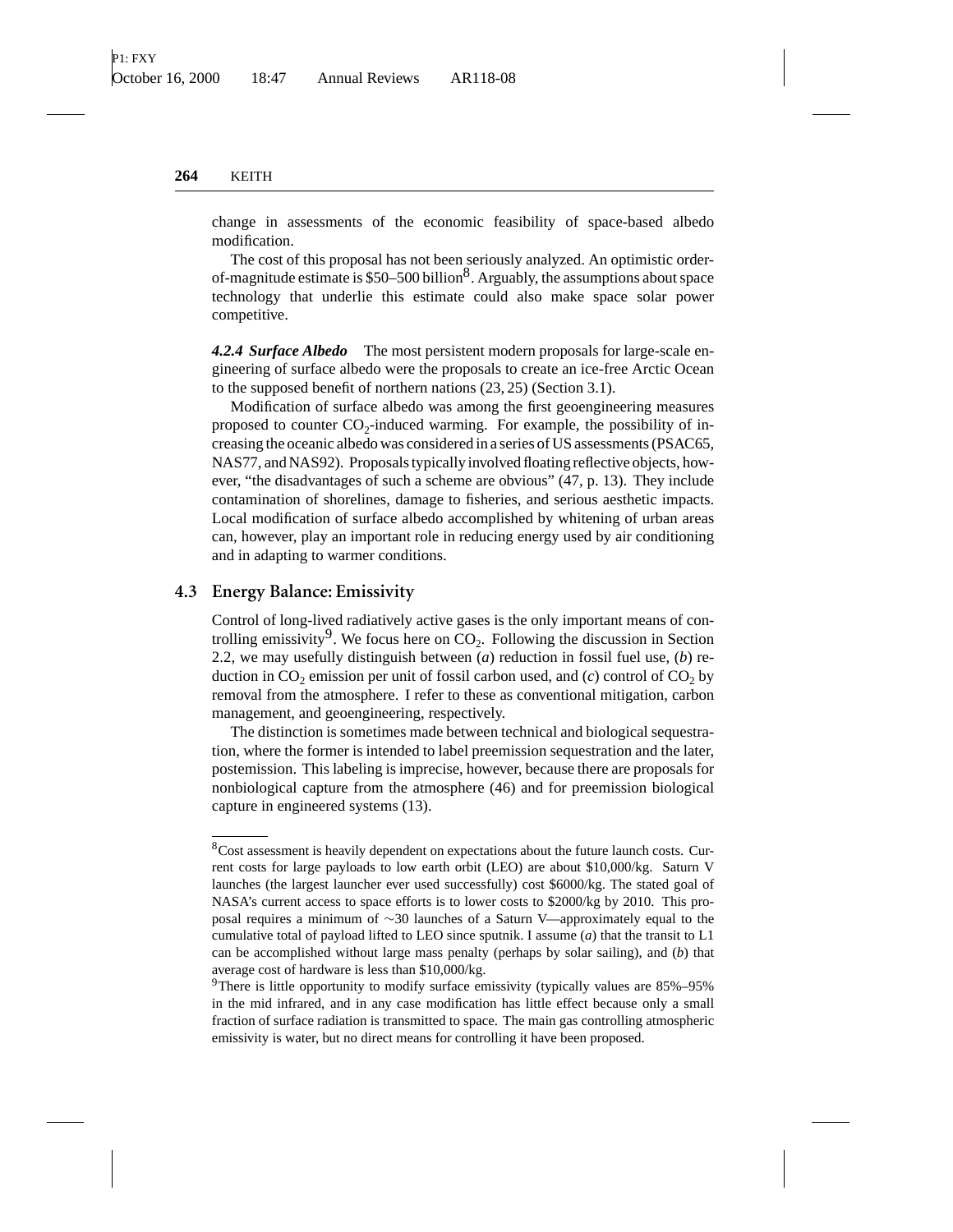change in assessments of the economic feasibility of space-based albedo modification.

The cost of this proposal has not been seriously analyzed. An optimistic order-of-magnitude estimate is \$50–500 billion[8]. Arguably, the assumptions about space technology that underlie this estimate could also make space solar power competitive.

***4.2.4 Surface Albedo*** The most persistent modern proposals for large-scale engineering of surface albedo were the proposals to create an ice-free Arctic Ocean to the supposed benefit of northern nations (23, 25) (Section 3.1).

Modification of surface albedo was among the first geoengineering measures proposed to counter $CO_2$-induced warming. For example, the possibility of increasing the oceanic albedo was considered in a series of US assessments (PSAC65, NAS77, and NAS92). Proposals typically involved floating reflective objects, however, "the disadvantages of such a scheme are obvious" (47, p. 13). They include contamination of shorelines, damage to fisheries, and serious aesthetic impacts. Local modification of surface albedo accomplished by whitening of urban areas can, however, play an important role in reducing energy used by air conditioning and in adapting to warmer conditions.

## 4.3 Energy Balance: Emissivity

Control of long-lived radiatively active gases is the only important means of controlling emissivity[9]. We focus here on $CO_2$. Following the discussion in Section 2.2, we may usefully distinguish between (*a*) reduction in fossil fuel use, (*b*) reduction in $CO_2$ emission per unit of fossil carbon used, and (*c*) control of $CO_2$ by removal from the atmosphere. I refer to these as conventional mitigation, carbon management, and geoengineering, respectively.

The distinction is sometimes made between technical and biological sequestration, where the former is intended to label preemission sequestration and the later, postemission. This labeling is imprecise, however, because there are proposals for nonbiological capture from the atmosphere (46) and for preemission biological capture in engineered systems (13).

---

[8]Cost assessment is heavily dependent on expectations about the future launch costs. Current costs for large payloads to low earth orbit (LEO) are about \$10,000/kg. Saturn V launches (the largest launcher ever used successfully) cost \$6000/kg. The stated goal of NASA's current access to space efforts is to lower costs to \$2000/kg by 2010. This proposal requires a minimum of $\sim$30 launches of a Saturn V—approximately equal to the cumulative total of payload lifted to LEO since sputnik. I assume (*a*) that the transit to L1 can be accomplished without large mass penalty (perhaps by solar sailing), and (*b*) that average cost of hardware is less than \$10,000/kg.

[9]There is little opportunity to modify surface emissivity (typically values are 85%–95% in the mid infrared, and in any case modification has little effect because only a small fraction of surface radiation is transmitted to space. The main gas controlling atmospheric emissivity is water, but no direct means for controlling it have been proposed.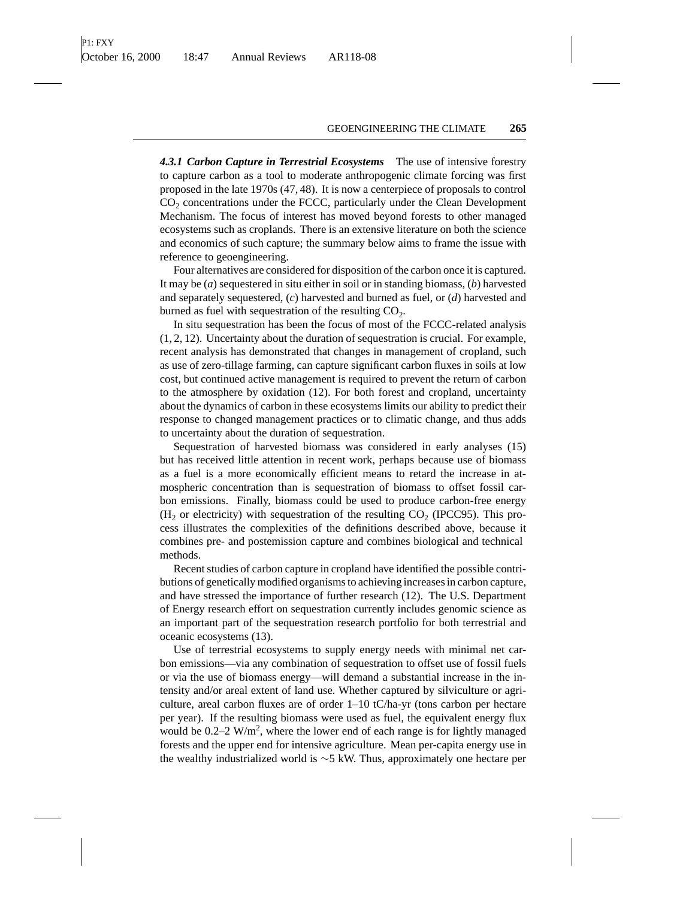***4.3.1 Carbon Capture in Terrestrial Ecosystems*** The use of intensive forestry to capture carbon as a tool to moderate anthropogenic climate forcing was first proposed in the late 1970s (47, 48). It is now a centerpiece of proposals to control $CO_2$ concentrations under the FCCC, particularly under the Clean Development Mechanism. The focus of interest has moved beyond forests to other managed ecosystems such as croplands. There is an extensive literature on both the science and economics of such capture; the summary below aims to frame the issue with reference to geoengineering.

Four alternatives are considered for disposition of the carbon once it is captured. It may be (*a*) sequestered in situ either in soil or in standing biomass, (*b*) harvested and separately sequestered, (*c*) harvested and burned as fuel, or (*d*) harvested and burned as fuel with sequestration of the resulting $CO_2$.

In situ sequestration has been the focus of most of the FCCC-related analysis (1, 2, 12). Uncertainty about the duration of sequestration is crucial. For example, recent analysis has demonstrated that changes in management of cropland, such as use of zero-tillage farming, can capture significant carbon fluxes in soils at low cost, but continued active management is required to prevent the return of carbon to the atmosphere by oxidation (12). For both forest and cropland, uncertainty about the dynamics of carbon in these ecosystems limits our ability to predict their response to changed management practices or to climatic change, and thus adds to uncertainty about the duration of sequestration.

Sequestration of harvested biomass was considered in early analyses (15) but has received little attention in recent work, perhaps because use of biomass as a fuel is a more economically efficient means to retard the increase in atmospheric concentration than is sequestration of biomass to offset fossil carbon emissions. Finally, biomass could be used to produce carbon-free energy ($H_2$ or electricity) with sequestration of the resulting $CO_2$ (IPCC95). This process illustrates the complexities of the definitions described above, because it combines pre- and postemission capture and combines biological and technical methods.

Recent studies of carbon capture in cropland have identified the possible contributions of genetically modified organisms to achieving increases in carbon capture, and have stressed the importance of further research (12). The U.S. Department of Energy research effort on sequestration currently includes genomic science as an important part of the sequestration research portfolio for both terrestrial and oceanic ecosystems (13).

Use of terrestrial ecosystems to supply energy needs with minimal net carbon emissions—via any combination of sequestration to offset use of fossil fuels or via the use of biomass energy—will demand a substantial increase in the intensity and/or areal extent of land use. Whether captured by silviculture or agriculture, areal carbon fluxes are of order 1–10 tC/ha-yr (tons carbon per hectare per year). If the resulting biomass were used as fuel, the equivalent energy flux would be 0.2–2 $W/m^2$, where the lower end of each range is for lightly managed forests and the upper end for intensive agriculture. Mean per-capita energy use in the wealthy industrialized world is $\sim$5 kW. Thus, approximately one hectare per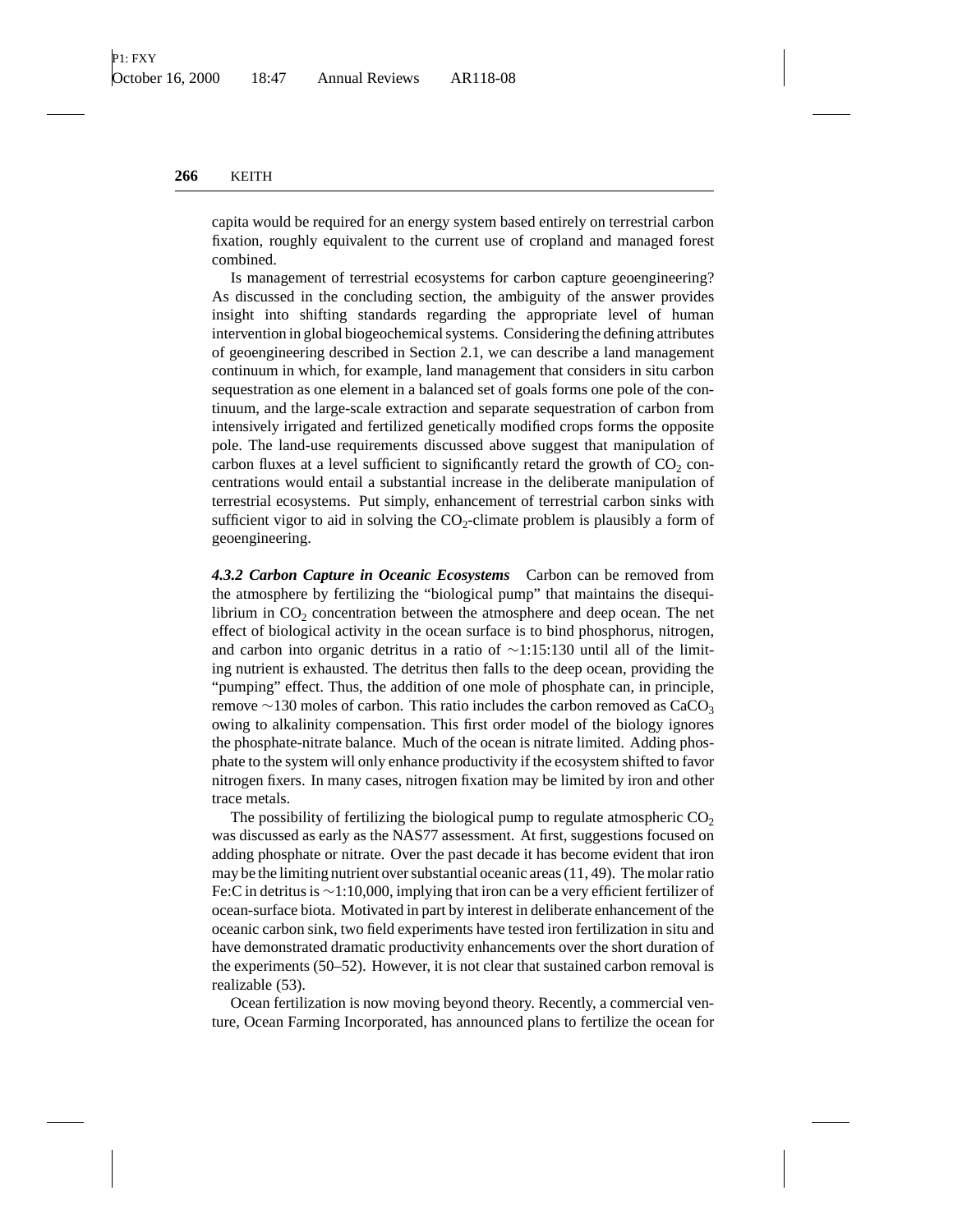capita would be required for an energy system based entirely on terrestrial carbon fixation, roughly equivalent to the current use of cropland and managed forest combined.

Is management of terrestrial ecosystems for carbon capture geoengineering? As discussed in the concluding section, the ambiguity of the answer provides insight into shifting standards regarding the appropriate level of human intervention in global biogeochemical systems. Considering the defining attributes of geoengineering described in Section 2.1, we can describe a land management continuum in which, for example, land management that considers in situ carbon sequestration as one element in a balanced set of goals forms one pole of the continuum, and the large-scale extraction and separate sequestration of carbon from intensively irrigated and fertilized genetically modified crops forms the opposite pole. The land-use requirements discussed above suggest that manipulation of carbon fluxes at a level sufficient to significantly retard the growth of $CO_2$ concentrations would entail a substantial increase in the deliberate manipulation of terrestrial ecosystems. Put simply, enhancement of terrestrial carbon sinks with sufficient vigor to aid in solving the $CO_2$-climate problem is plausibly a form of geoengineering.

***4.3.2 Carbon Capture in Oceanic Ecosystems*** Carbon can be removed from the atmosphere by fertilizing the "biological pump" that maintains the disequilibrium in $CO_2$ concentration between the atmosphere and deep ocean. The net effect of biological activity in the ocean surface is to bind phosphorus, nitrogen, and carbon into organic detritus in a ratio of ~1:15:130 until all of the limiting nutrient is exhausted. The detritus then falls to the deep ocean, providing the "pumping" effect. Thus, the addition of one mole of phosphate can, in principle, remove ~130 moles of carbon. This ratio includes the carbon removed as $CaCO_3$ owing to alkalinity compensation. This first order model of the biology ignores the phosphate-nitrate balance. Much of the ocean is nitrate limited. Adding phosphate to the system will only enhance productivity if the ecosystem shifted to favor nitrogen fixers. In many cases, nitrogen fixation may be limited by iron and other trace metals.

The possibility of fertilizing the biological pump to regulate atmospheric $CO_2$ was discussed as early as the NAS77 assessment. At first, suggestions focused on adding phosphate or nitrate. Over the past decade it has become evident that iron may be the limiting nutrient over substantial oceanic areas (11, 49). The molar ratio Fe:C in detritus is ~1:10,000, implying that iron can be a very efficient fertilizer of ocean-surface biota. Motivated in part by interest in deliberate enhancement of the oceanic carbon sink, two field experiments have tested iron fertilization in situ and have demonstrated dramatic productivity enhancements over the short duration of the experiments (50–52). However, it is not clear that sustained carbon removal is realizable (53).

Ocean fertilization is now moving beyond theory. Recently, a commercial venture, Ocean Farming Incorporated, has announced plans to fertilize the ocean for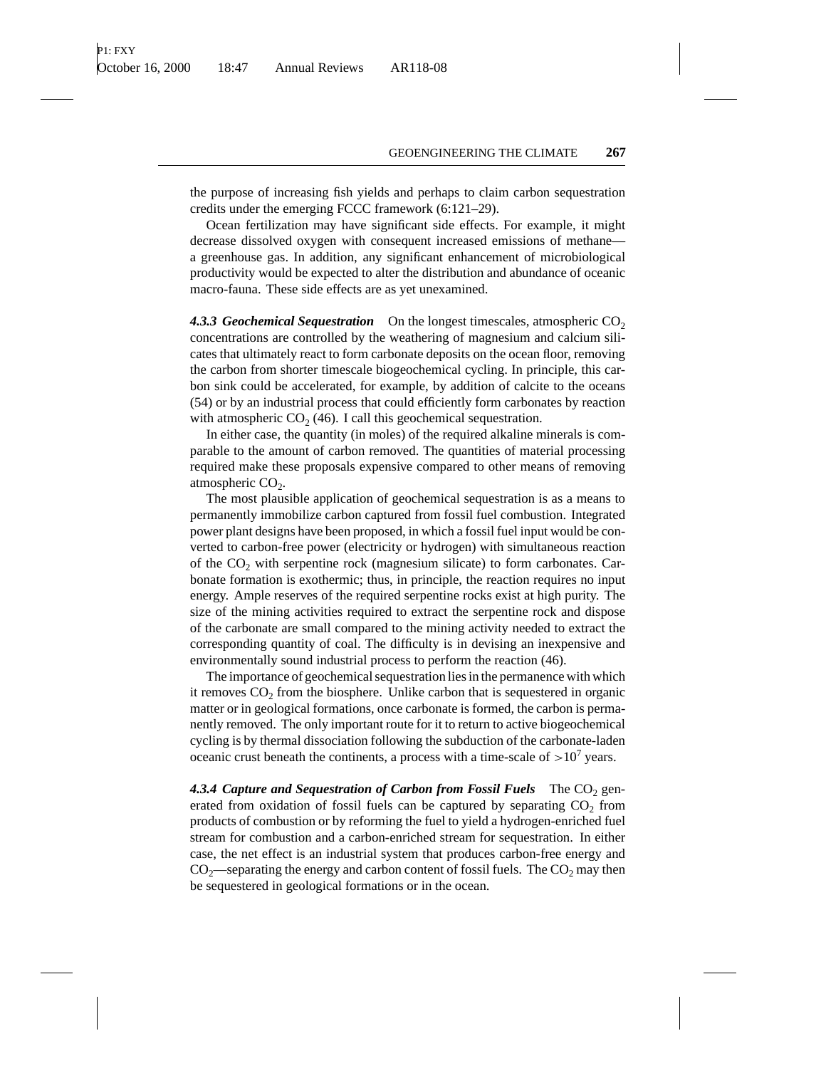the purpose of increasing fish yields and perhaps to claim carbon sequestration credits under the emerging FCCC framework (6:121–29).

Ocean fertilization may have significant side effects. For example, it might decrease dissolved oxygen with consequent increased emissions of methane—a greenhouse gas. In addition, any significant enhancement of microbiological productivity would be expected to alter the distribution and abundance of oceanic macro-fauna. These side effects are as yet unexamined.

***4.3.3 Geochemical Sequestration*** On the longest timescales, atmospheric $CO_2$ concentrations are controlled by the weathering of magnesium and calcium silicates that ultimately react to form carbonate deposits on the ocean floor, removing the carbon from shorter timescale biogeochemical cycling. In principle, this carbon sink could be accelerated, for example, by addition of calcite to the oceans (54) or by an industrial process that could efficiently form carbonates by reaction with atmospheric $CO_2$ (46). I call this geochemical sequestration.

In either case, the quantity (in moles) of the required alkaline minerals is comparable to the amount of carbon removed. The quantities of material processing required make these proposals expensive compared to other means of removing atmospheric $CO_2$.

The most plausible application of geochemical sequestration is as a means to permanently immobilize carbon captured from fossil fuel combustion. Integrated power plant designs have been proposed, in which a fossil fuel input would be converted to carbon-free power (electricity or hydrogen) with simultaneous reaction of the $CO_2$ with serpentine rock (magnesium silicate) to form carbonates. Carbonate formation is exothermic; thus, in principle, the reaction requires no input energy. Ample reserves of the required serpentine rocks exist at high purity. The size of the mining activities required to extract the serpentine rock and dispose of the carbonate are small compared to the mining activity needed to extract the corresponding quantity of coal. The difficulty is in devising an inexpensive and environmentally sound industrial process to perform the reaction (46).

The importance of geochemical sequestration lies in the permanence with which it removes $CO_2$ from the biosphere. Unlike carbon that is sequestered in organic matter or in geological formations, once carbonate is formed, the carbon is permanently removed. The only important route for it to return to active biogeochemical cycling is by thermal dissociation following the subduction of the carbonate-laden oceanic crust beneath the continents, a process with a time-scale of $>10^7$ years.

***4.3.4 Capture and Sequestration of Carbon from Fossil Fuels*** The $CO_2$ generated from oxidation of fossil fuels can be captured by separating $CO_2$ from products of combustion or by reforming the fuel to yield a hydrogen-enriched fuel stream for combustion and a carbon-enriched stream for sequestration. In either case, the net effect is an industrial system that produces carbon-free energy and $CO_2$—separating the energy and carbon content of fossil fuels. The $CO_2$ may then be sequestered in geological formations or in the ocean.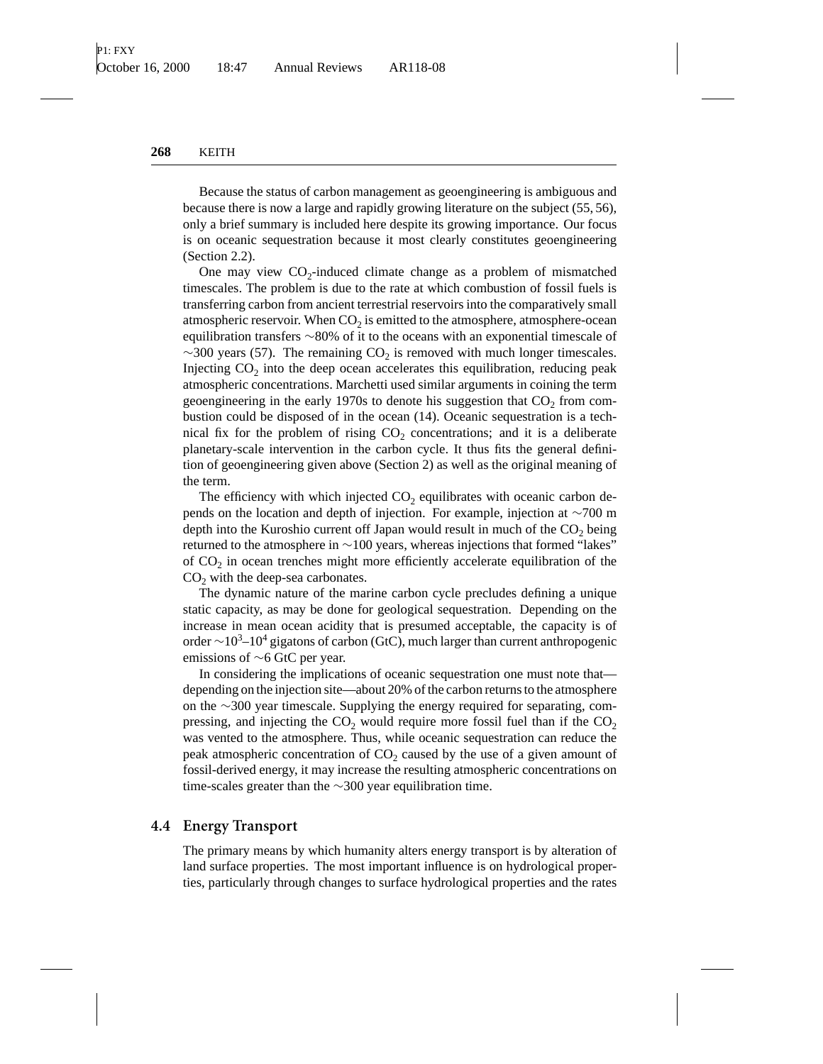Because the status of carbon management as geoengineering is ambiguous and because there is now a large and rapidly growing literature on the subject (55, 56), only a brief summary is included here despite its growing importance. Our focus is on oceanic sequestration because it most clearly constitutes geoengineering (Section 2.2).

One may view $CO_2$-induced climate change as a problem of mismatched timescales. The problem is due to the rate at which combustion of fossil fuels is transferring carbon from ancient terrestrial reservoirs into the comparatively small atmospheric reservoir. When $CO_2$ is emitted to the atmosphere, atmosphere-ocean equilibration transfers ~80% of it to the oceans with an exponential timescale of ~300 years (57). The remaining $CO_2$ is removed with much longer timescales. Injecting $CO_2$ into the deep ocean accelerates this equilibration, reducing peak atmospheric concentrations. Marchetti used similar arguments in coining the term geoengineering in the early 1970s to denote his suggestion that $CO_2$ from combustion could be disposed of in the ocean (14). Oceanic sequestration is a technical fix for the problem of rising $CO_2$ concentrations; and it is a deliberate planetary-scale intervention in the carbon cycle. It thus fits the general definition of geoengineering given above (Section 2) as well as the original meaning of the term.

The efficiency with which injected $CO_2$ equilibrates with oceanic carbon depends on the location and depth of injection. For example, injection at ~700 m depth into the Kuroshio current off Japan would result in much of the $CO_2$ being returned to the atmosphere in ~100 years, whereas injections that formed "lakes" of $CO_2$ in ocean trenches might more efficiently accelerate equilibration of the $CO_2$ with the deep-sea carbonates.

The dynamic nature of the marine carbon cycle precludes defining a unique static capacity, as may be done for geological sequestration. Depending on the increase in mean ocean acidity that is presumed acceptable, the capacity is of order ~$10^3$–$10^4$ gigatons of carbon (GtC), much larger than current anthropogenic emissions of ~6 GtC per year.

In considering the implications of oceanic sequestration one must note that—depending on the injection site—about 20% of the carbon returns to the atmosphere on the ~300 year timescale. Supplying the energy required for separating, compressing, and injecting the $CO_2$ would require more fossil fuel than if the $CO_2$ was vented to the atmosphere. Thus, while oceanic sequestration can reduce the peak atmospheric concentration of $CO_2$ caused by the use of a given amount of fossil-derived energy, it may increase the resulting atmospheric concentrations on time-scales greater than the ~300 year equilibration time.

## 4.4 Energy Transport

The primary means by which humanity alters energy transport is by alteration of land surface properties. The most important influence is on hydrological properties, particularly through changes to surface hydrological properties and the rates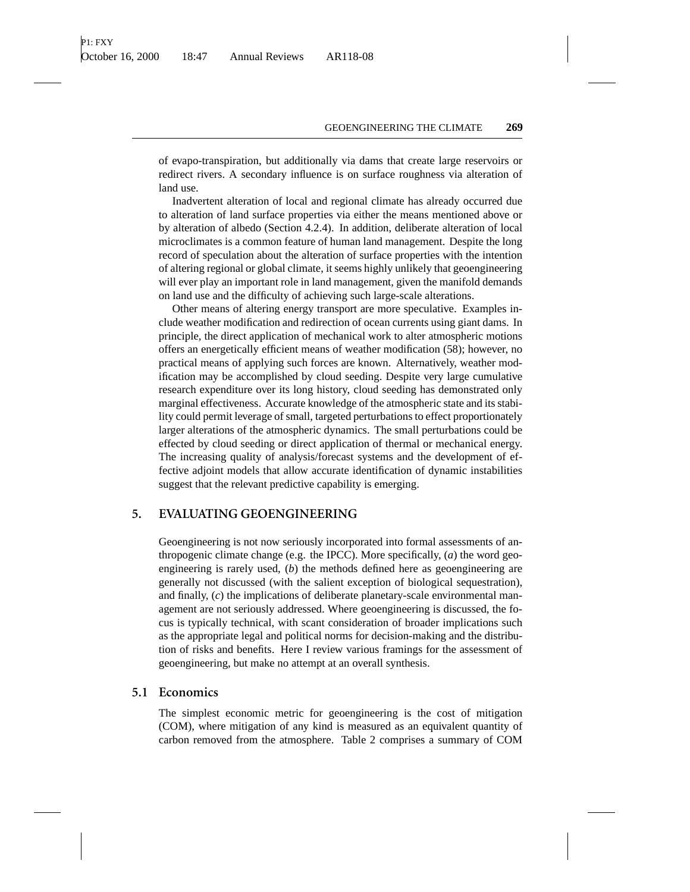of evapo-transpiration, but additionally via dams that create large reservoirs or redirect rivers. A secondary influence is on surface roughness via alteration of land use.

Inadvertent alteration of local and regional climate has already occurred due to alteration of land surface properties via either the means mentioned above or by alteration of albedo (Section 4.2.4). In addition, deliberate alteration of local microclimates is a common feature of human land management. Despite the long record of speculation about the alteration of surface properties with the intention of altering regional or global climate, it seems highly unlikely that geoengineering will ever play an important role in land management, given the manifold demands on land use and the difficulty of achieving such large-scale alterations.

Other means of altering energy transport are more speculative. Examples include weather modification and redirection of ocean currents using giant dams. In principle, the direct application of mechanical work to alter atmospheric motions offers an energetically efficient means of weather modification (58); however, no practical means of applying such forces are known. Alternatively, weather modification may be accomplished by cloud seeding. Despite very large cumulative research expenditure over its long history, cloud seeding has demonstrated only marginal effectiveness. Accurate knowledge of the atmospheric state and its stability could permit leverage of small, targeted perturbations to effect proportionately larger alterations of the atmospheric dynamics. The small perturbations could be effected by cloud seeding or direct application of thermal or mechanical energy. The increasing quality of analysis/forecast systems and the development of effective adjoint models that allow accurate identification of dynamic instabilities suggest that the relevant predictive capability is emerging.

## 5. EVALUATING GEOENGINEERING

Geoengineering is not now seriously incorporated into formal assessments of anthropogenic climate change (e.g. the IPCC). More specifically, (*a*) the word geoengineering is rarely used, (*b*) the methods defined here as geoengineering are generally not discussed (with the salient exception of biological sequestration), and finally, (*c*) the implications of deliberate planetary-scale environmental management are not seriously addressed. Where geoengineering is discussed, the focus is typically technical, with scant consideration of broader implications such as the appropriate legal and political norms for decision-making and the distribution of risks and benefits. Here I review various framings for the assessment of geoengineering, but make no attempt at an overall synthesis.

### 5.1 Economics

The simplest economic metric for geoengineering is the cost of mitigation (COM), where mitigation of any kind is measured as an equivalent quantity of carbon removed from the atmosphere. Table 2 comprises a summary of COM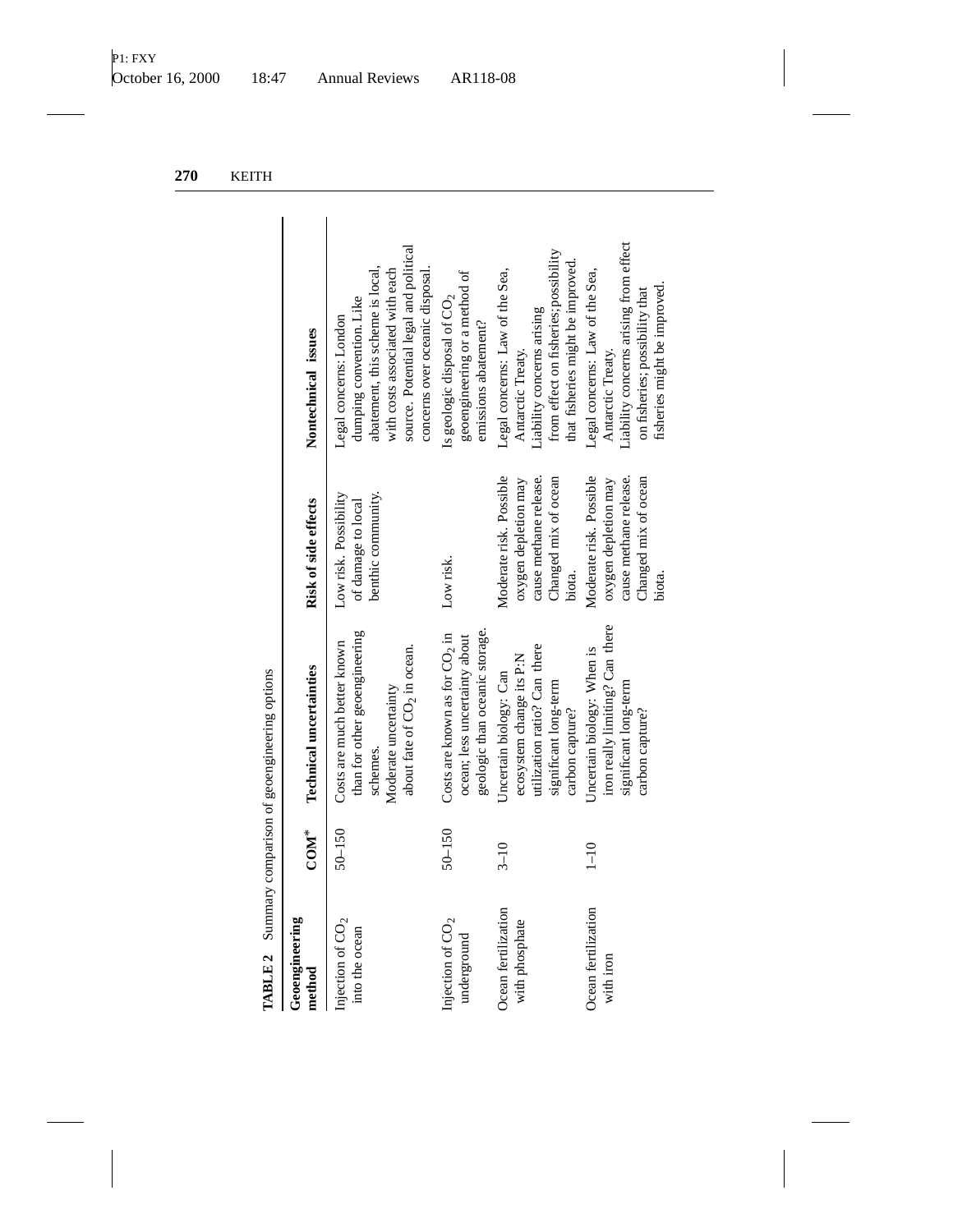**TABLE 2** Summary comparison of geoengineering options

| Geoengineering method | COM* | Technical uncertainties | Risk of side effects | Nontechnical issues |
|---|---|---|---|---|
| Injection of $CO_2$ into the ocean | 50–150 | Costs are much better known than for other geoengineering schemes. Moderate uncertainty about fate of $CO_2$ in ocean. | Low risk. Possibility of damage to local benthic community. | Legal concerns: London dumping convention. Like abatement, this scheme is local, with costs associated with each source. Potential legal and political concerns over oceanic disposal. |
| Injection of $CO_2$ underground | 50–150 | Costs are known as for $CO_2$ in ocean; less uncertainty about geologic than oceanic storage. | Low risk. | Is geologic disposal of $CO_2$ geoengineering or a method of emissions abatement? |
| Ocean fertilization with phosphate | 3–10 | Uncertain biology: Can ecosystem change its P:N utilization ratio? Can there significant long-term carbon capture? | Moderate risk. Possible oxygen depletion may cause methane release. Changed mix of ocean biota. | Legal concerns: Law of the Sea, Antarctic Treaty. Liability concerns arising from effect on fisheries; possibility that fisheries might be improved. |
| Ocean fertilization with iron | 1–10 | Uncertain biology: When is iron really limiting? Can there significant long-term carbon capture? | Moderate risk. Possible oxygen depletion may cause methane release. Changed mix of ocean biota. | Legal concerns: Law of the Sea, Antarctic Treaty. Liability concerns arising from effect on fisheries; possibility that fisheries might be improved. |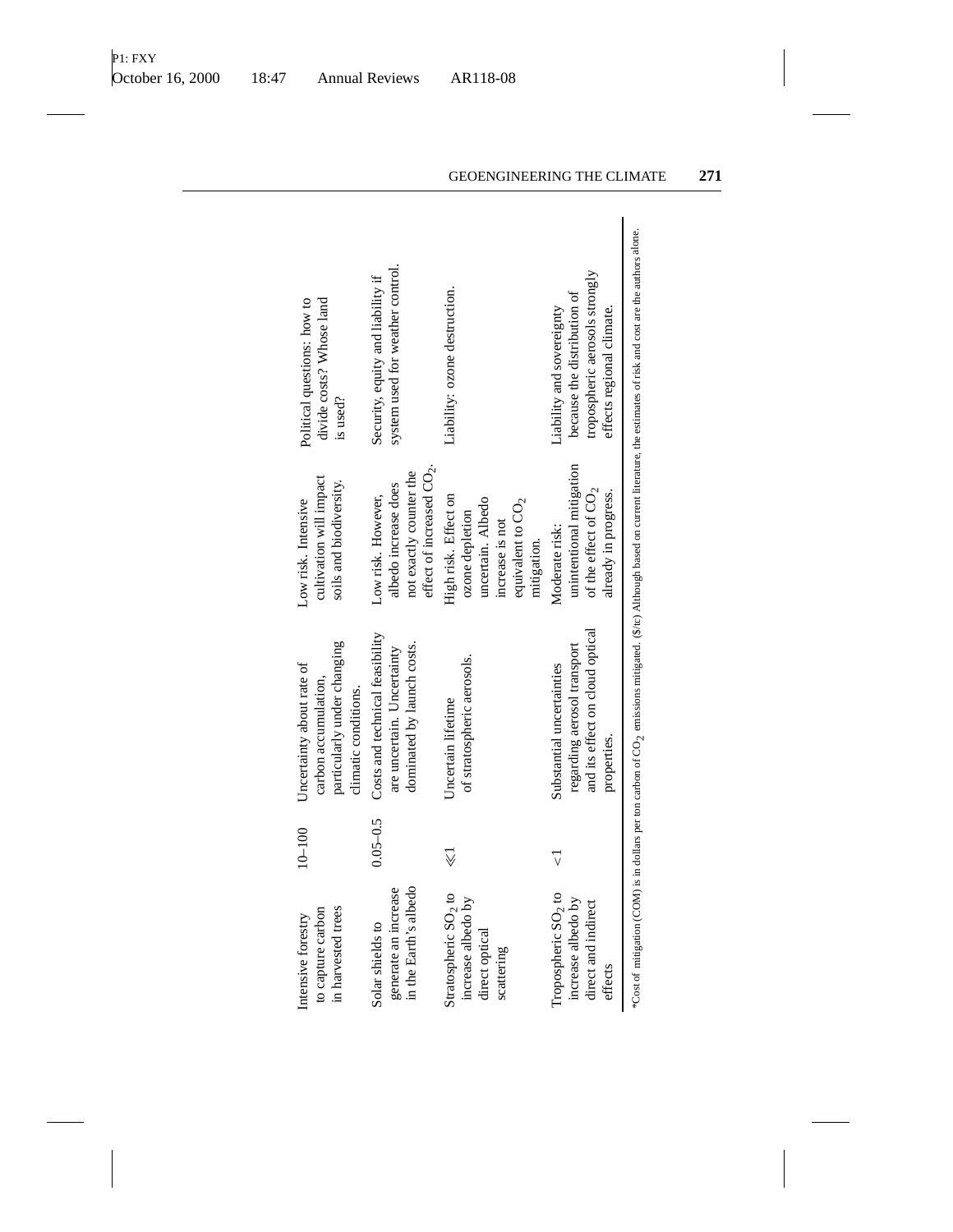| | | | | |
|---|---|---|---|---|
| Intensive forestry to capture carbon in harvested trees | 10–100 | Uncertainty about rate of carbon accumulation, particularly under changing climatic conditions. | Low risk. Intensive cultivation will impact soils and biodiversity. | Political questions: how to divide costs? Whose land is used? |
| Solar shields to generate an increase in the Earth's albedo | 0.05–0.5 | Costs and technical feasibility are uncertain. Uncertainty dominated by launch costs. | Low risk. However, albedo increase does not exactly counter the effect of increased $CO_2$. | Security, equity and liability if system used for weather control. |
| Stratospheric $SO_2$ to increase albedo by direct optical scattering | ≪1 | Uncertain lifetime of stratospheric aerosols. | High risk. Effect on ozone depletion uncertain. Albedo increase is not equivalent to $CO_2$ mitigation. | Liability: ozone destruction. |
| Tropospheric $SO_2$ to increase albedo by direct and indirect effects | <1 | Substantial uncertainties regarding aerosol transport and its effect on cloud optical properties. | Moderate risk: unintentional mitigation of the effect of $CO_2$ already in progress. | Liability and sovereignty because the distribution of tropospheric aerosols strongly effects regional climate. |

*Cost of mitigation (COM) is in dollars per ton carbon of $CO_2$ emissions mitigated. ($/tc) Although based on current literature, the estimates of risk and cost are the authors alone.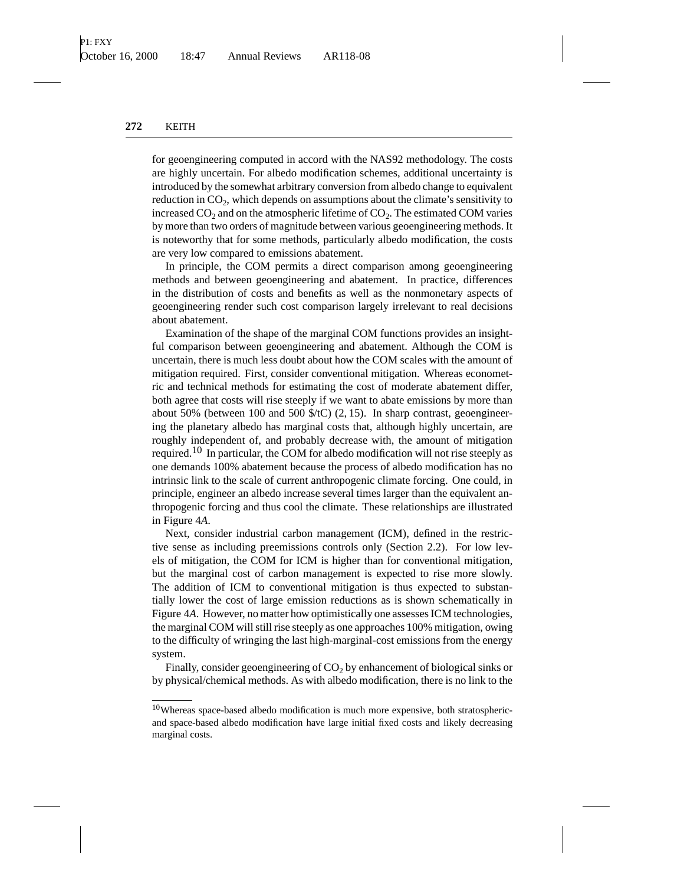for geoengineering computed in accord with the NAS92 methodology. The costs are highly uncertain. For albedo modification schemes, additional uncertainty is introduced by the somewhat arbitrary conversion from albedo change to equivalent reduction in $CO_2$, which depends on assumptions about the climate's sensitivity to increased $CO_2$ and on the atmospheric lifetime of $CO_2$. The estimated COM varies by more than two orders of magnitude between various geoengineering methods. It is noteworthy that for some methods, particularly albedo modification, the costs are very low compared to emissions abatement.

In principle, the COM permits a direct comparison among geoengineering methods and between geoengineering and abatement. In practice, differences in the distribution of costs and benefits as well as the nonmonetary aspects of geoengineering render such cost comparison largely irrelevant to real decisions about abatement.

Examination of the shape of the marginal COM functions provides an insightful comparison between geoengineering and abatement. Although the COM is uncertain, there is much less doubt about how the COM scales with the amount of mitigation required. First, consider conventional mitigation. Whereas econometric and technical methods for estimating the cost of moderate abatement differ, both agree that costs will rise steeply if we want to abate emissions by more than about 50% (between 100 and 500 \$/tC) (2, 15). In sharp contrast, geoengineering the planetary albedo has marginal costs that, although highly uncertain, are roughly independent of, and probably decrease with, the amount of mitigation required.[10] In particular, the COM for albedo modification will not rise steeply as one demands 100% abatement because the process of albedo modification has no intrinsic link to the scale of current anthropogenic climate forcing. One could, in principle, engineer an albedo increase several times larger than the equivalent anthropogenic forcing and thus cool the climate. These relationships are illustrated in Figure 4*A*.

Next, consider industrial carbon management (ICM), defined in the restrictive sense as including preemissions controls only (Section 2.2). For low levels of mitigation, the COM for ICM is higher than for conventional mitigation, but the marginal cost of carbon management is expected to rise more slowly. The addition of ICM to conventional mitigation is thus expected to substantially lower the cost of large emission reductions as is shown schematically in Figure 4*A*. However, no matter how optimistically one assesses ICM technologies, the marginal COM will still rise steeply as one approaches 100% mitigation, owing to the difficulty of wringing the last high-marginal-cost emissions from the energy system.

Finally, consider geoengineering of $CO_2$ by enhancement of biological sinks or by physical/chemical methods. As with albedo modification, there is no link to the

[10] Whereas space-based albedo modification is much more expensive, both stratospheric- and space-based albedo modification have large initial fixed costs and likely decreasing marginal costs.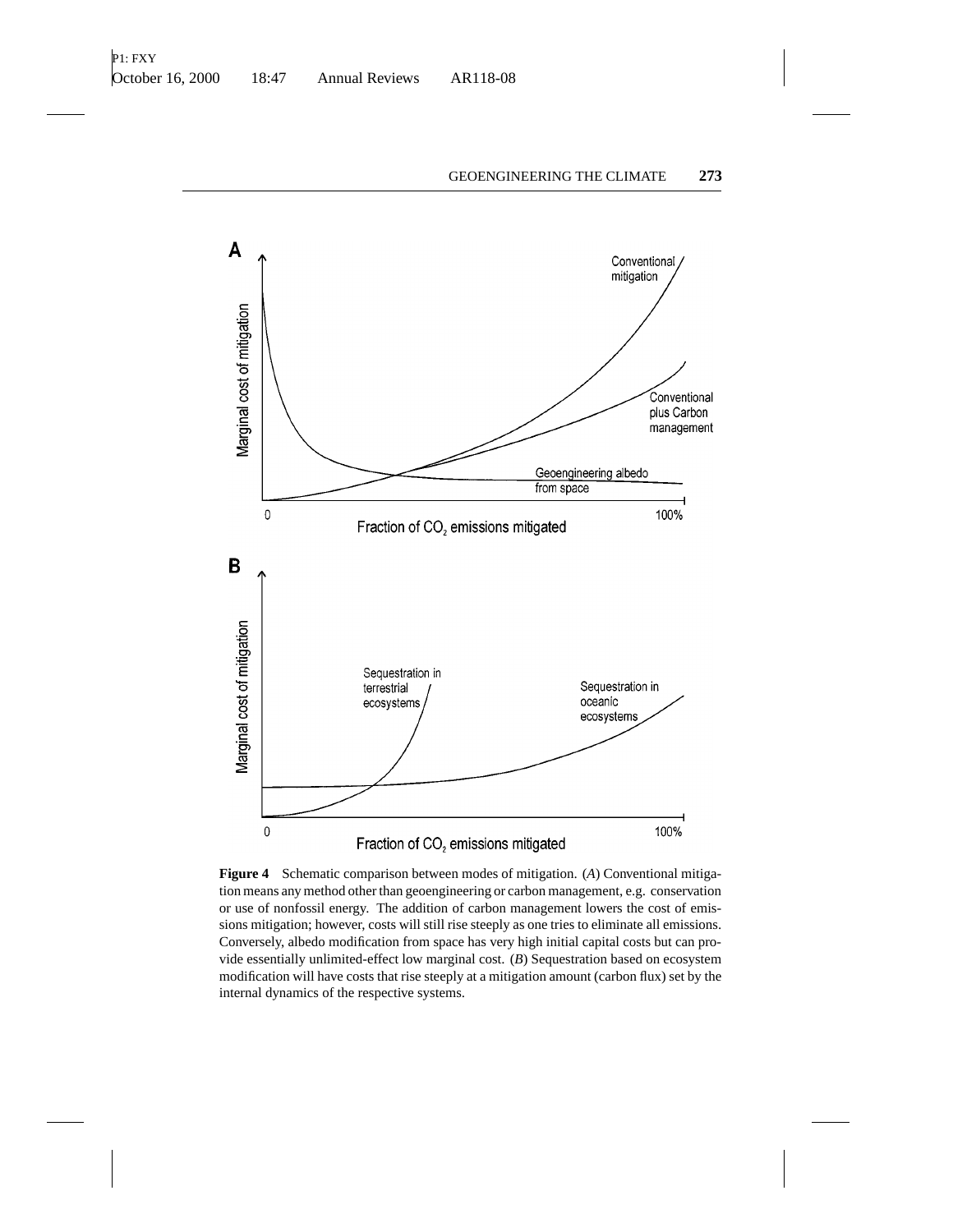**Figure 4** Schematic comparison between modes of mitigation. (*A*) Conventional mitigation means any method other than geoengineering or carbon management, e.g. conservation or use of nonfossil energy. The addition of carbon management lowers the cost of emissions mitigation; however, costs will still rise steeply as one tries to eliminate all emissions. Conversely, albedo modification from space has very high initial capital costs but can provide essentially unlimited-effect low marginal cost. (*B*) Sequestration based on ecosystem modification will have costs that rise steeply at a mitigation amount (carbon flux) set by the internal dynamics of the respective systems.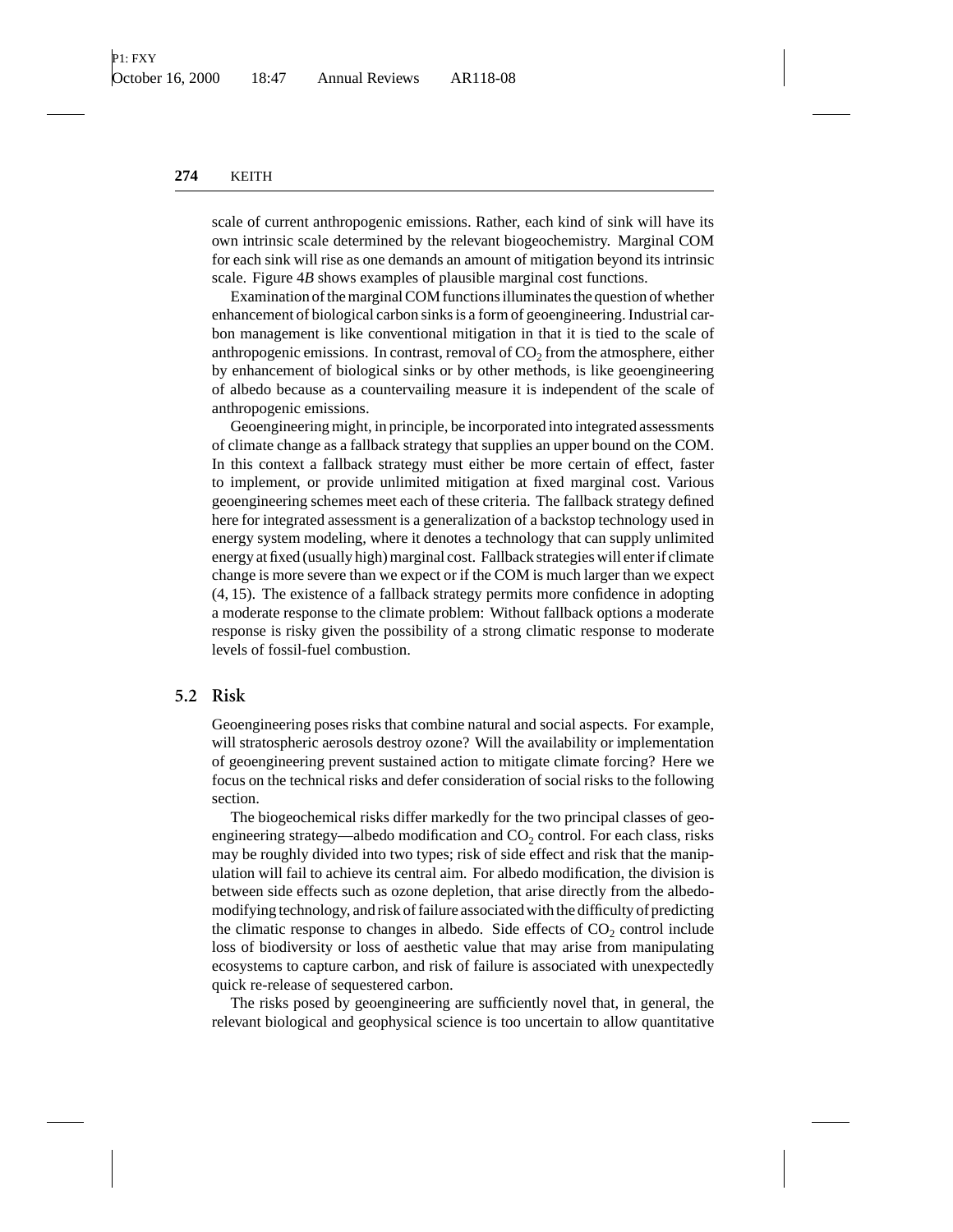scale of current anthropogenic emissions. Rather, each kind of sink will have its own intrinsic scale determined by the relevant biogeochemistry. Marginal COM for each sink will rise as one demands an amount of mitigation beyond its intrinsic scale. Figure 4*B* shows examples of plausible marginal cost functions.

Examination of the marginal COM functions illuminates the question of whether enhancement of biological carbon sinks is a form of geoengineering. Industrial carbon management is like conventional mitigation in that it is tied to the scale of anthropogenic emissions. In contrast, removal of $CO_2$ from the atmosphere, either by enhancement of biological sinks or by other methods, is like geoengineering of albedo because as a countervailing measure it is independent of the scale of anthropogenic emissions.

Geoengineering might, in principle, be incorporated into integrated assessments of climate change as a fallback strategy that supplies an upper bound on the COM. In this context a fallback strategy must either be more certain of effect, faster to implement, or provide unlimited mitigation at fixed marginal cost. Various geoengineering schemes meet each of these criteria. The fallback strategy defined here for integrated assessment is a generalization of a backstop technology used in energy system modeling, where it denotes a technology that can supply unlimited energy at fixed (usually high) marginal cost. Fallback strategies will enter if climate change is more severe than we expect or if the COM is much larger than we expect (4, 15). The existence of a fallback strategy permits more confidence in adopting a moderate response to the climate problem: Without fallback options a moderate response is risky given the possibility of a strong climatic response to moderate levels of fossil-fuel combustion.

## 5.2 Risk

Geoengineering poses risks that combine natural and social aspects. For example, will stratospheric aerosols destroy ozone? Will the availability or implementation of geoengineering prevent sustained action to mitigate climate forcing? Here we focus on the technical risks and defer consideration of social risks to the following section.

The biogeochemical risks differ markedly for the two principal classes of geoengineering strategy—albedo modification and $CO_2$ control. For each class, risks may be roughly divided into two types; risk of side effect and risk that the manipulation will fail to achieve its central aim. For albedo modification, the division is between side effects such as ozone depletion, that arise directly from the albedo-modifying technology, and risk of failure associated with the difficulty of predicting the climatic response to changes in albedo. Side effects of $CO_2$ control include loss of biodiversity or loss of aesthetic value that may arise from manipulating ecosystems to capture carbon, and risk of failure is associated with unexpectedly quick re-release of sequestered carbon.

The risks posed by geoengineering are sufficiently novel that, in general, the relevant biological and geophysical science is too uncertain to allow quantitative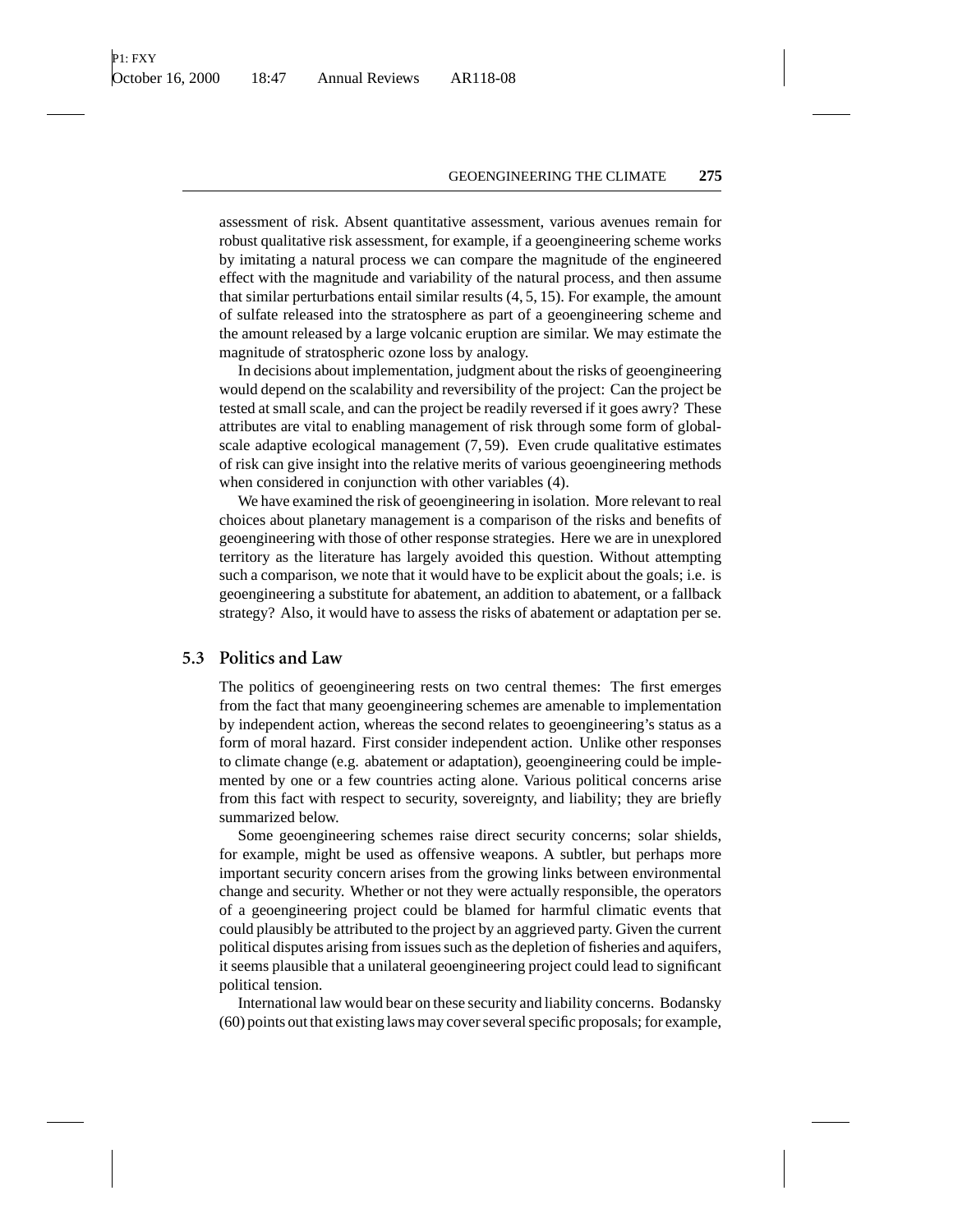assessment of risk. Absent quantitative assessment, various avenues remain for robust qualitative risk assessment, for example, if a geoengineering scheme works by imitating a natural process we can compare the magnitude of the engineered effect with the magnitude and variability of the natural process, and then assume that similar perturbations entail similar results (4, 5, 15). For example, the amount of sulfate released into the stratosphere as part of a geoengineering scheme and the amount released by a large volcanic eruption are similar. We may estimate the magnitude of stratospheric ozone loss by analogy.

In decisions about implementation, judgment about the risks of geoengineering would depend on the scalability and reversibility of the project: Can the project be tested at small scale, and can the project be readily reversed if it goes awry? These attributes are vital to enabling management of risk through some form of global-scale adaptive ecological management (7, 59). Even crude qualitative estimates of risk can give insight into the relative merits of various geoengineering methods when considered in conjunction with other variables (4).

We have examined the risk of geoengineering in isolation. More relevant to real choices about planetary management is a comparison of the risks and benefits of geoengineering with those of other response strategies. Here we are in unexplored territory as the literature has largely avoided this question. Without attempting such a comparison, we note that it would have to be explicit about the goals; i.e. is geoengineering a substitute for abatement, an addition to abatement, or a fallback strategy? Also, it would have to assess the risks of abatement or adaptation per se.

## 5.3 Politics and Law

The politics of geoengineering rests on two central themes: The first emerges from the fact that many geoengineering schemes are amenable to implementation by independent action, whereas the second relates to geoengineering's status as a form of moral hazard. First consider independent action. Unlike other responses to climate change (e.g. abatement or adaptation), geoengineering could be implemented by one or a few countries acting alone. Various political concerns arise from this fact with respect to security, sovereignty, and liability; they are briefly summarized below.

Some geoengineering schemes raise direct security concerns; solar shields, for example, might be used as offensive weapons. A subtler, but perhaps more important security concern arises from the growing links between environmental change and security. Whether or not they were actually responsible, the operators of a geoengineering project could be blamed for harmful climatic events that could plausibly be attributed to the project by an aggrieved party. Given the current political disputes arising from issues such as the depletion of fisheries and aquifers, it seems plausible that a unilateral geoengineering project could lead to significant political tension.

International law would bear on these security and liability concerns. Bodansky (60) points out that existing laws may cover several specific proposals; for example,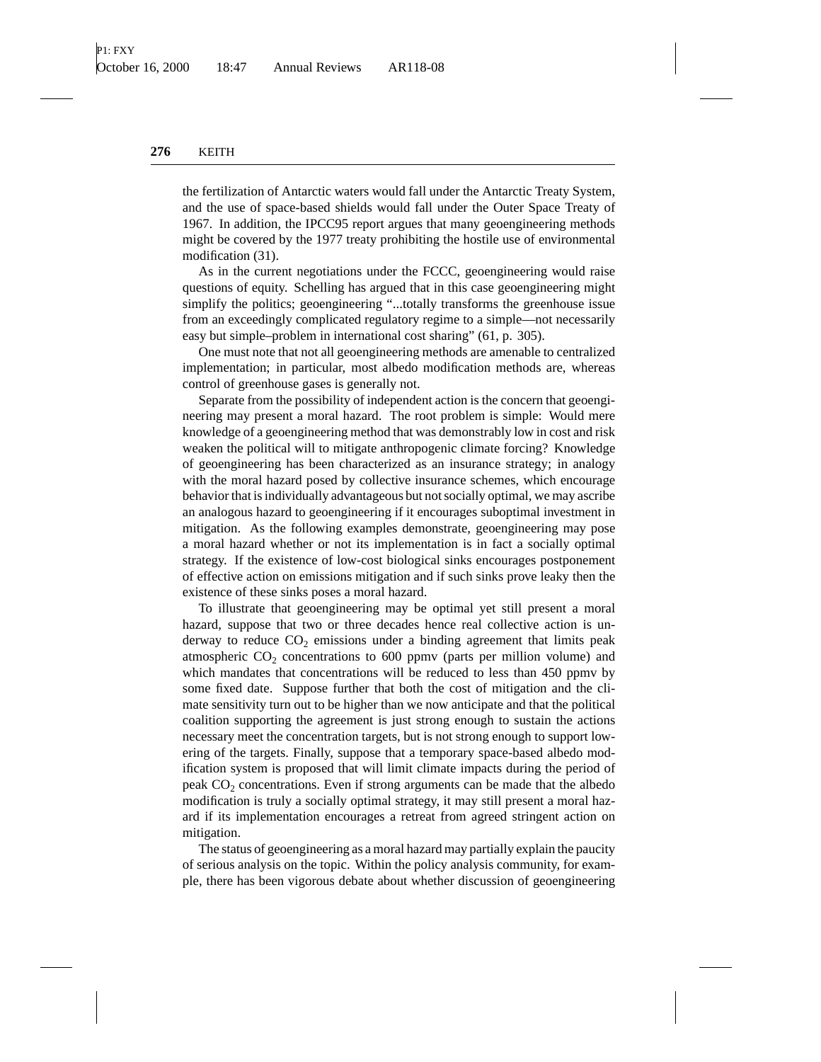the fertilization of Antarctic waters would fall under the Antarctic Treaty System, and the use of space-based shields would fall under the Outer Space Treaty of 1967. In addition, the IPCC95 report argues that many geoengineering methods might be covered by the 1977 treaty prohibiting the hostile use of environmental modification (31).

As in the current negotiations under the FCCC, geoengineering would raise questions of equity. Schelling has argued that in this case geoengineering might simplify the politics; geoengineering "...totally transforms the greenhouse issue from an exceedingly complicated regulatory regime to a simple—not necessarily easy but simple–problem in international cost sharing" (61, p. 305).

One must note that not all geoengineering methods are amenable to centralized implementation; in particular, most albedo modification methods are, whereas control of greenhouse gases is generally not.

Separate from the possibility of independent action is the concern that geoengineering may present a moral hazard. The root problem is simple: Would mere knowledge of a geoengineering method that was demonstrably low in cost and risk weaken the political will to mitigate anthropogenic climate forcing? Knowledge of geoengineering has been characterized as an insurance strategy; in analogy with the moral hazard posed by collective insurance schemes, which encourage behavior that is individually advantageous but not socially optimal, we may ascribe an analogous hazard to geoengineering if it encourages suboptimal investment in mitigation. As the following examples demonstrate, geoengineering may pose a moral hazard whether or not its implementation is in fact a socially optimal strategy. If the existence of low-cost biological sinks encourages postponement of effective action on emissions mitigation and if such sinks prove leaky then the existence of these sinks poses a moral hazard.

To illustrate that geoengineering may be optimal yet still present a moral hazard, suppose that two or three decades hence real collective action is underway to reduce $CO_2$ emissions under a binding agreement that limits peak atmospheric $CO_2$ concentrations to 600 ppmv (parts per million volume) and which mandates that concentrations will be reduced to less than 450 ppmv by some fixed date. Suppose further that both the cost of mitigation and the climate sensitivity turn out to be higher than we now anticipate and that the political coalition supporting the agreement is just strong enough to sustain the actions necessary meet the concentration targets, but is not strong enough to support lowering of the targets. Finally, suppose that a temporary space-based albedo modification system is proposed that will limit climate impacts during the period of peak $CO_2$ concentrations. Even if strong arguments can be made that the albedo modification is truly a socially optimal strategy, it may still present a moral hazard if its implementation encourages a retreat from agreed stringent action on mitigation.

The status of geoengineering as a moral hazard may partially explain the paucity of serious analysis on the topic. Within the policy analysis community, for example, there has been vigorous debate about whether discussion of geoengineering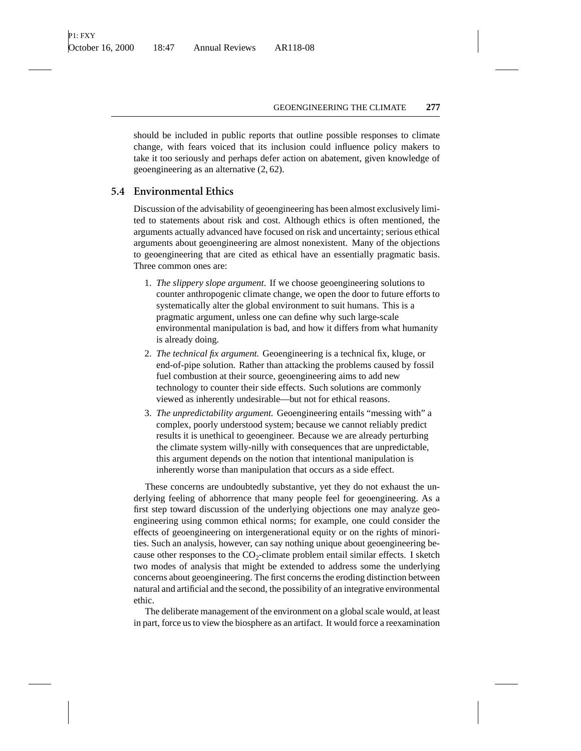should be included in public reports that outline possible responses to climate change, with fears voiced that its inclusion could influence policy makers to take it too seriously and perhaps defer action on abatement, given knowledge of geoengineering as an alternative (2, 62).

## 5.4 Environmental Ethics

Discussion of the advisability of geoengineering has been almost exclusively limited to statements about risk and cost. Although ethics is often mentioned, the arguments actually advanced have focused on risk and uncertainty; serious ethical arguments about geoengineering are almost nonexistent. Many of the objections to geoengineering that are cited as ethical have an essentially pragmatic basis. Three common ones are:

1. *The slippery slope argument*. If we choose geoengineering solutions to counter anthropogenic climate change, we open the door to future efforts to systematically alter the global environment to suit humans. This is a pragmatic argument, unless one can define why such large-scale environmental manipulation is bad, and how it differs from what humanity is already doing.
2. *The technical fix argument.* Geoengineering is a technical fix, kluge, or end-of-pipe solution. Rather than attacking the problems caused by fossil fuel combustion at their source, geoengineering aims to add new technology to counter their side effects. Such solutions are commonly viewed as inherently undesirable—but not for ethical reasons.
3. *The unpredictability argument.* Geoengineering entails "messing with" a complex, poorly understood system; because we cannot reliably predict results it is unethical to geoengineer. Because we are already perturbing the climate system willy-nilly with consequences that are unpredictable, this argument depends on the notion that intentional manipulation is inherently worse than manipulation that occurs as a side effect.

These concerns are undoubtedly substantive, yet they do not exhaust the underlying feeling of abhorrence that many people feel for geoengineering. As a first step toward discussion of the underlying objections one may analyze geoengineering using common ethical norms; for example, one could consider the effects of geoengineering on intergenerational equity or on the rights of minorities. Such an analysis, however, can say nothing unique about geoengineering because other responses to the $CO_2$-climate problem entail similar effects. I sketch two modes of analysis that might be extended to address some the underlying concerns about geoengineering. The first concerns the eroding distinction between natural and artificial and the second, the possibility of an integrative environmental ethic.

The deliberate management of the environment on a global scale would, at least in part, force us to view the biosphere as an artifact. It would force a reexamination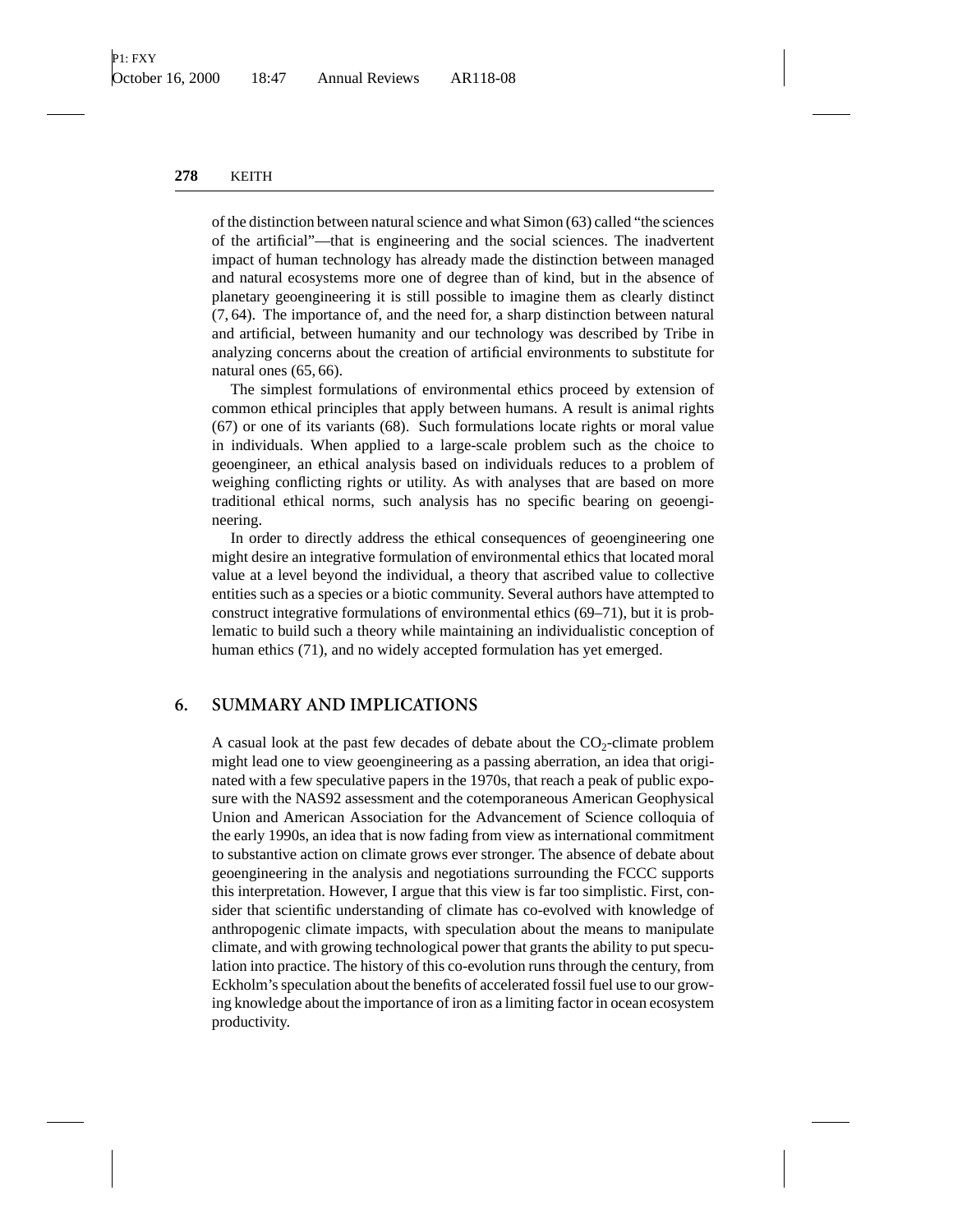of the distinction between natural science and what Simon (63) called "the sciences of the artificial"—that is engineering and the social sciences. The inadvertent impact of human technology has already made the distinction between managed and natural ecosystems more one of degree than of kind, but in the absence of planetary geoengineering it is still possible to imagine them as clearly distinct (7, 64). The importance of, and the need for, a sharp distinction between natural and artificial, between humanity and our technology was described by Tribe in analyzing concerns about the creation of artificial environments to substitute for natural ones (65, 66).

The simplest formulations of environmental ethics proceed by extension of common ethical principles that apply between humans. A result is animal rights (67) or one of its variants (68). Such formulations locate rights or moral value in individuals. When applied to a large-scale problem such as the choice to geoengineer, an ethical analysis based on individuals reduces to a problem of weighing conflicting rights or utility. As with analyses that are based on more traditional ethical norms, such analysis has no specific bearing on geoengineering.

In order to directly address the ethical consequences of geoengineering one might desire an integrative formulation of environmental ethics that located moral value at a level beyond the individual, a theory that ascribed value to collective entities such as a species or a biotic community. Several authors have attempted to construct integrative formulations of environmental ethics (69–71), but it is problematic to build such a theory while maintaining an individualistic conception of human ethics (71), and no widely accepted formulation has yet emerged.

## 6. SUMMARY AND IMPLICATIONS

A casual look at the past few decades of debate about the $CO_2$-climate problem might lead one to view geoengineering as a passing aberration, an idea that originated with a few speculative papers in the 1970s, that reach a peak of public exposure with the NAS92 assessment and the cotemporaneous American Geophysical Union and American Association for the Advancement of Science colloquia of the early 1990s, an idea that is now fading from view as international commitment to substantive action on climate grows ever stronger. The absence of debate about geoengineering in the analysis and negotiations surrounding the FCCC supports this interpretation. However, I argue that this view is far too simplistic. First, consider that scientific understanding of climate has co-evolved with knowledge of anthropogenic climate impacts, with speculation about the means to manipulate climate, and with growing technological power that grants the ability to put speculation into practice. The history of this co-evolution runs through the century, from Eckholm's speculation about the benefits of accelerated fossil fuel use to our growing knowledge about the importance of iron as a limiting factor in ocean ecosystem productivity.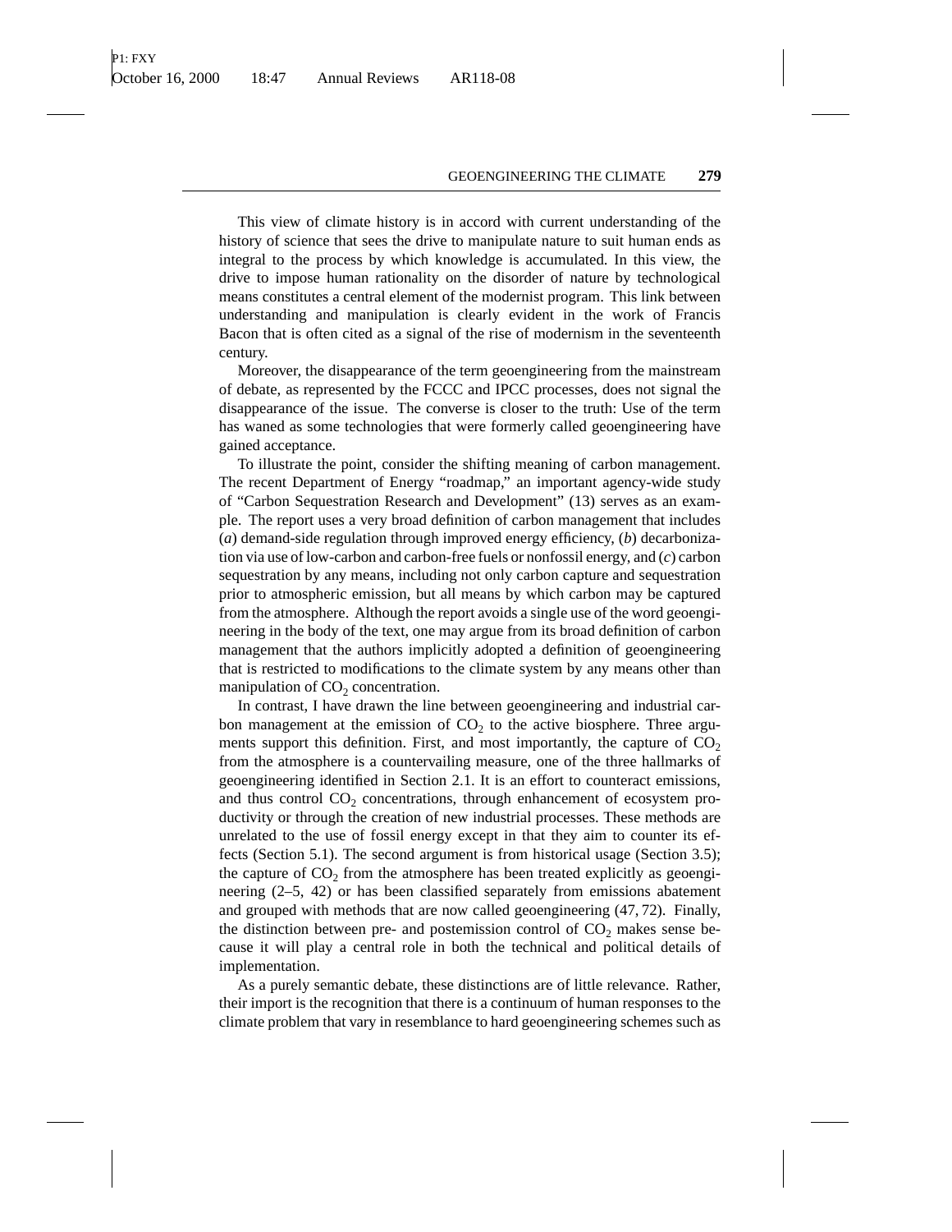This view of climate history is in accord with current understanding of the history of science that sees the drive to manipulate nature to suit human ends as integral to the process by which knowledge is accumulated. In this view, the drive to impose human rationality on the disorder of nature by technological means constitutes a central element of the modernist program. This link between understanding and manipulation is clearly evident in the work of Francis Bacon that is often cited as a signal of the rise of modernism in the seventeenth century.

Moreover, the disappearance of the term geoengineering from the mainstream of debate, as represented by the FCCC and IPCC processes, does not signal the disappearance of the issue. The converse is closer to the truth: Use of the term has waned as some technologies that were formerly called geoengineering have gained acceptance.

To illustrate the point, consider the shifting meaning of carbon management. The recent Department of Energy "roadmap," an important agency-wide study of "Carbon Sequestration Research and Development" (13) serves as an example. The report uses a very broad definition of carbon management that includes (*a*) demand-side regulation through improved energy efficiency, (*b*) decarbonization via use of low-carbon and carbon-free fuels or nonfossil energy, and (*c*) carbon sequestration by any means, including not only carbon capture and sequestration prior to atmospheric emission, but all means by which carbon may be captured from the atmosphere. Although the report avoids a single use of the word geoengineering in the body of the text, one may argue from its broad definition of carbon management that the authors implicitly adopted a definition of geoengineering that is restricted to modifications to the climate system by any means other than manipulation of $CO_2$ concentration.

In contrast, I have drawn the line between geoengineering and industrial carbon management at the emission of $CO_2$ to the active biosphere. Three arguments support this definition. First, and most importantly, the capture of $CO_2$ from the atmosphere is a countervailing measure, one of the three hallmarks of geoengineering identified in Section 2.1. It is an effort to counteract emissions, and thus control $CO_2$ concentrations, through enhancement of ecosystem productivity or through the creation of new industrial processes. These methods are unrelated to the use of fossil energy except in that they aim to counter its effects (Section 5.1). The second argument is from historical usage (Section 3.5); the capture of $CO_2$ from the atmosphere has been treated explicitly as geoengineering (2–5, 42) or has been classified separately from emissions abatement and grouped with methods that are now called geoengineering (47, 72). Finally, the distinction between pre- and postemission control of $CO_2$ makes sense because it will play a central role in both the technical and political details of implementation.

As a purely semantic debate, these distinctions are of little relevance. Rather, their import is the recognition that there is a continuum of human responses to the climate problem that vary in resemblance to hard geoengineering schemes such as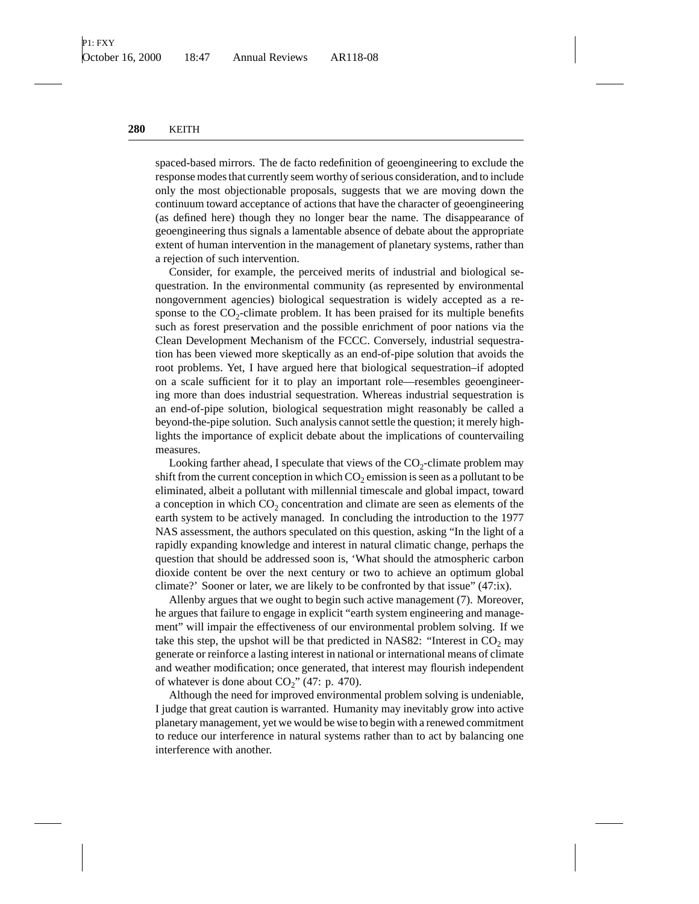spaced-based mirrors. The de facto redefinition of geoengineering to exclude the response modes that currently seem worthy of serious consideration, and to include only the most objectionable proposals, suggests that we are moving down the continuum toward acceptance of actions that have the character of geoengineering (as defined here) though they no longer bear the name. The disappearance of geoengineering thus signals a lamentable absence of debate about the appropriate extent of human intervention in the management of planetary systems, rather than a rejection of such intervention.

Consider, for example, the perceived merits of industrial and biological sequestration. In the environmental community (as represented by environmental nongovernment agencies) biological sequestration is widely accepted as a response to the $CO_2$-climate problem. It has been praised for its multiple benefits such as forest preservation and the possible enrichment of poor nations via the Clean Development Mechanism of the FCCC. Conversely, industrial sequestration has been viewed more skeptically as an end-of-pipe solution that avoids the root problems. Yet, I have argued here that biological sequestration–if adopted on a scale sufficient for it to play an important role—resembles geoengineering more than does industrial sequestration. Whereas industrial sequestration is an end-of-pipe solution, biological sequestration might reasonably be called a beyond-the-pipe solution. Such analysis cannot settle the question; it merely highlights the importance of explicit debate about the implications of countervailing measures.

Looking farther ahead, I speculate that views of the $CO_2$-climate problem may shift from the current conception in which $CO_2$ emission is seen as a pollutant to be eliminated, albeit a pollutant with millennial timescale and global impact, toward a conception in which $CO_2$ concentration and climate are seen as elements of the earth system to be actively managed. In concluding the introduction to the 1977 NAS assessment, the authors speculated on this question, asking "In the light of a rapidly expanding knowledge and interest in natural climatic change, perhaps the question that should be addressed soon is, 'What should the atmospheric carbon dioxide content be over the next century or two to achieve an optimum global climate?' Sooner or later, we are likely to be confronted by that issue" (47:ix).

Allenby argues that we ought to begin such active management (7). Moreover, he argues that failure to engage in explicit "earth system engineering and management" will impair the effectiveness of our environmental problem solving. If we take this step, the upshot will be that predicted in NAS82: "Interest in $CO_2$ may generate or reinforce a lasting interest in national or international means of climate and weather modification; once generated, that interest may flourish independent of whatever is done about $CO_2$" (47: p. 470).

Although the need for improved environmental problem solving is undeniable, I judge that great caution is warranted. Humanity may inevitably grow into active planetary management, yet we would be wise to begin with a renewed commitment to reduce our interference in natural systems rather than to act by balancing one interference with another.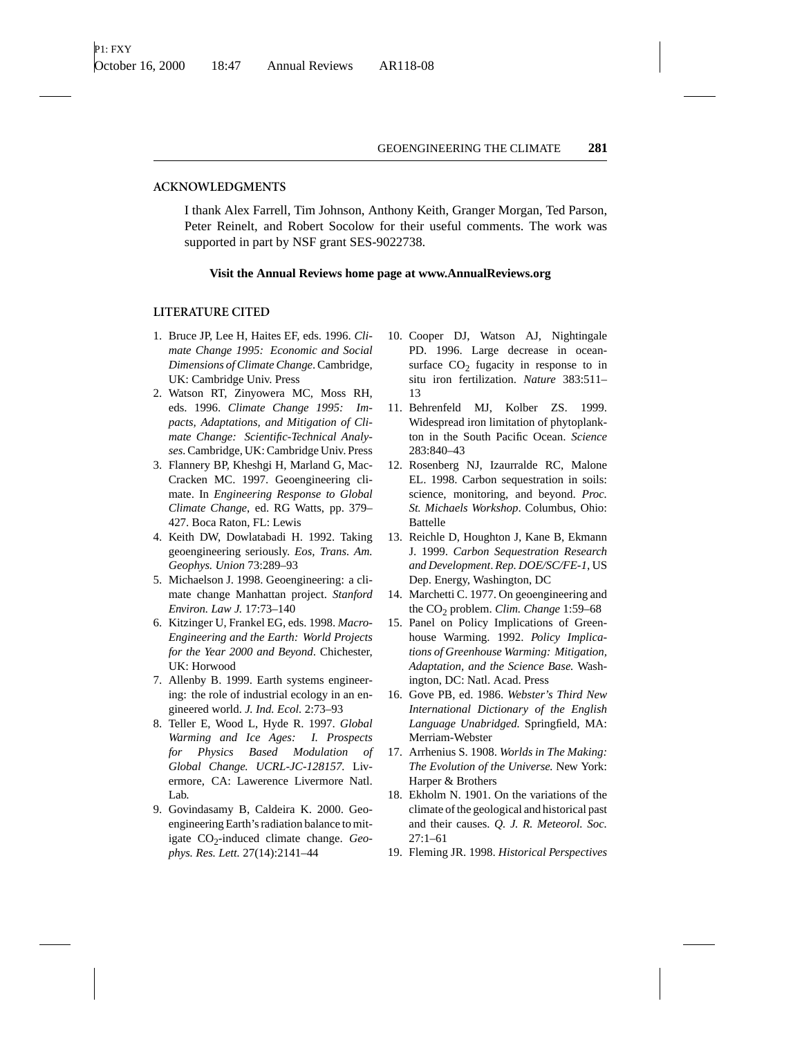## ACKNOWLEDGMENTS

I thank Alex Farrell, Tim Johnson, Anthony Keith, Granger Morgan, Ted Parson, Peter Reinelt, and Robert Socolow for their useful comments. The work was supported in part by NSF grant SES-9022738.

**Visit the Annual Reviews home page at www.AnnualReviews.org**

## LITERATURE CITED

1. Bruce JP, Lee H, Haites EF, eds. 1996. *Climate Change 1995: Economic and Social Dimensions of Climate Change*. Cambridge, UK: Cambridge Univ. Press
2. Watson RT, Zinyowera MC, Moss RH, eds. 1996. *Climate Change 1995: Impacts, Adaptations, and Mitigation of Climate Change: Scientific-Technical Analyses.* Cambridge, UK: Cambridge Univ. Press
3. Flannery BP, Kheshgi H, Marland G, MacCracken MC. 1997. Geoengineering climate. In *Engineering Response to Global Climate Change*, ed. RG Watts, pp. 379–427. Boca Raton, FL: Lewis
4. Keith DW, Dowlatabadi H. 1992. Taking geoengineering seriously. *Eos, Trans. Am. Geophys. Union* 73:289–93
5. Michaelson J. 1998. Geoengineering: a climate change Manhattan project. *Stanford Environ. Law J.* 17:73–140
6. Kitzinger U, Frankel EG, eds. 1998. *Macro-Engineering and the Earth: World Projects for the Year 2000 and Beyond*. Chichester, UK: Horwood
7. Allenby B. 1999. Earth systems engineering: the role of industrial ecology in an engineered world. *J. Ind. Ecol.* 2:73–93
8. Teller E, Wood L, Hyde R. 1997. *Global Warming and Ice Ages: I. Prospects for Physics Based Modulation of Global Change. UCRL-JC-128157.* Livermore, CA: Lawerence Livermore Natl. Lab.
9. Govindasamy B, Caldeira K. 2000. Geoengineering Earth's radiation balance to mitigate $CO_2$-induced climate change. *Geophys. Res. Lett.* 27(14):2141–44
10. Cooper DJ, Watson AJ, Nightingale PD. 1996. Large decrease in ocean-surface $CO_2$ fugacity in response to in situ iron fertilization. *Nature* 383:511–13
11. Behrenfeld MJ, Kolber ZS. 1999. Widespread iron limitation of phytoplankton in the South Pacific Ocean. *Science* 283:840–43
12. Rosenberg NJ, Izaurralde RC, Malone EL. 1998. Carbon sequestration in soils: science, monitoring, and beyond. *Proc. St. Michaels Workshop*. Columbus, Ohio: Battelle
13. Reichle D, Houghton J, Kane B, Ekmann J. 1999. *Carbon Sequestration Research and Development*. *Rep. DOE/SC/FE-1*, US Dep. Energy, Washington, DC
14. Marchetti C. 1977. On geoengineering and the $CO_2$ problem. *Clim. Change* 1:59–68
15. Panel on Policy Implications of Greenhouse Warming. 1992. *Policy Implications of Greenhouse Warming: Mitigation, Adaptation, and the Science Base.* Washington, DC: Natl. Acad. Press
16. Gove PB, ed. 1986. *Webster's Third New International Dictionary of the English Language Unabridged.* Springfield, MA: Merriam-Webster
17. Arrhenius S. 1908. *Worlds in The Making: The Evolution of the Universe.* New York: Harper & Brothers
18. Ekholm N. 1901. On the variations of the climate of the geological and historical past and their causes. *Q. J. R. Meteorol. Soc.* 27:1–61
19. Fleming JR. 1998. *Historical Perspectives*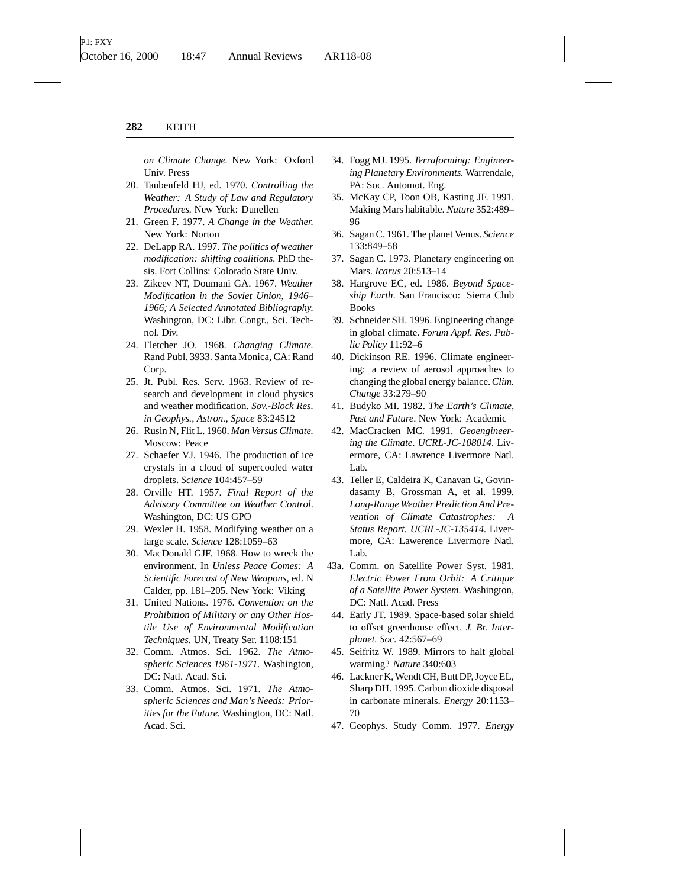*on Climate Change.* New York: Oxford Univ. Press

20. Taubenfeld HJ, ed. 1970. *Controlling the Weather: A Study of Law and Regulatory Procedures.* New York: Dunellen
21. Green F. 1977. *A Change in the Weather.* New York: Norton
22. DeLapp RA. 1997. *The politics of weather modification: shifting coalitions.* PhD thesis. Fort Collins: Colorado State Univ.
23. Zikeev NT, Doumani GA. 1967. *Weather Modification in the Soviet Union, 1946–1966; A Selected Annotated Bibliography.* Washington, DC: Libr. Congr., Sci. Technol. Div.
24. Fletcher JO. 1968. *Changing Climate.* Rand Publ. 3933. Santa Monica, CA: Rand Corp.
25. Jt. Publ. Res. Serv. 1963. Review of research and development in cloud physics and weather modification. *Sov.-Block Res. in Geophys., Astron., Space* 83:24512
26. Rusin N, Flit L. 1960. *Man Versus Climate.* Moscow: Peace
27. Schaefer VJ. 1946. The production of ice crystals in a cloud of supercooled water droplets. *Science* 104:457–59
28. Orville HT. 1957. *Final Report of the Advisory Committee on Weather Control.* Washington, DC: US GPO
29. Wexler H. 1958. Modifying weather on a large scale. *Science* 128:1059–63
30. MacDonald GJF. 1968. How to wreck the environment. In *Unless Peace Comes: A Scientific Forecast of New Weapons,* ed. N Calder, pp. 181–205. New York: Viking
31. United Nations. 1976. *Convention on the Prohibition of Military or any Other Hostile Use of Environmental Modification Techniques.* UN, Treaty Ser. 1108:151
32. Comm. Atmos. Sci. 1962. *The Atmospheric Sciences 1961-1971.* Washington, DC: Natl. Acad. Sci.
33. Comm. Atmos. Sci. 1971. *The Atmospheric Sciences and Man's Needs: Priorities for the Future.* Washington, DC: Natl. Acad. Sci.
34. Fogg MJ. 1995. *Terraforming: Engineering Planetary Environments.* Warrendale, PA: Soc. Automot. Eng.
35. McKay CP, Toon OB, Kasting JF. 1991. Making Mars habitable. *Nature* 352:489–96
36. Sagan C. 1961. The planet Venus. *Science* 133:849–58
37. Sagan C. 1973. Planetary engineering on Mars. *Icarus* 20:513–14
38. Hargrove EC, ed. 1986. *Beyond Spaceship Earth.* San Francisco: Sierra Club Books
39. Schneider SH. 1996. Engineering change in global climate. *Forum Appl. Res. Public Policy* 11:92–6
40. Dickinson RE. 1996. Climate engineering: a review of aerosol approaches to changing the global energy balance. *Clim. Change* 33:279–90
41. Budyko MI. 1982. *The Earth's Climate, Past and Future.* New York: Academic
42. MacCracken MC. 1991. *Geoengineering the Climate. UCRL-JC-108014.* Livermore, CA: Lawrence Livermore Natl. Lab.
43. Teller E, Caldeira K, Canavan G, Govindasamy B, Grossman A, et al. 1999. *Long-Range Weather Prediction And Prevention of Climate Catastrophes: A Status Report. UCRL-JC-135414.* Livermore, CA: Lawerence Livermore Natl. Lab.

43a. Comm. on Satellite Power Syst. 1981. *Electric Power From Orbit: A Critique of a Satellite Power System.* Washington, DC: Natl. Acad. Press

44. Early JT. 1989. Space-based solar shield to offset greenhouse effect. *J. Br. Interplanet. Soc.* 42:567–69
45. Seifritz W. 1989. Mirrors to halt global warming? *Nature* 340:603
46. Lackner K, Wendt CH, Butt DP, Joyce EL, Sharp DH. 1995. Carbon dioxide disposal in carbonate minerals. *Energy* 20:1153–70
47. Geophys. Study Comm. 1977. *Energy*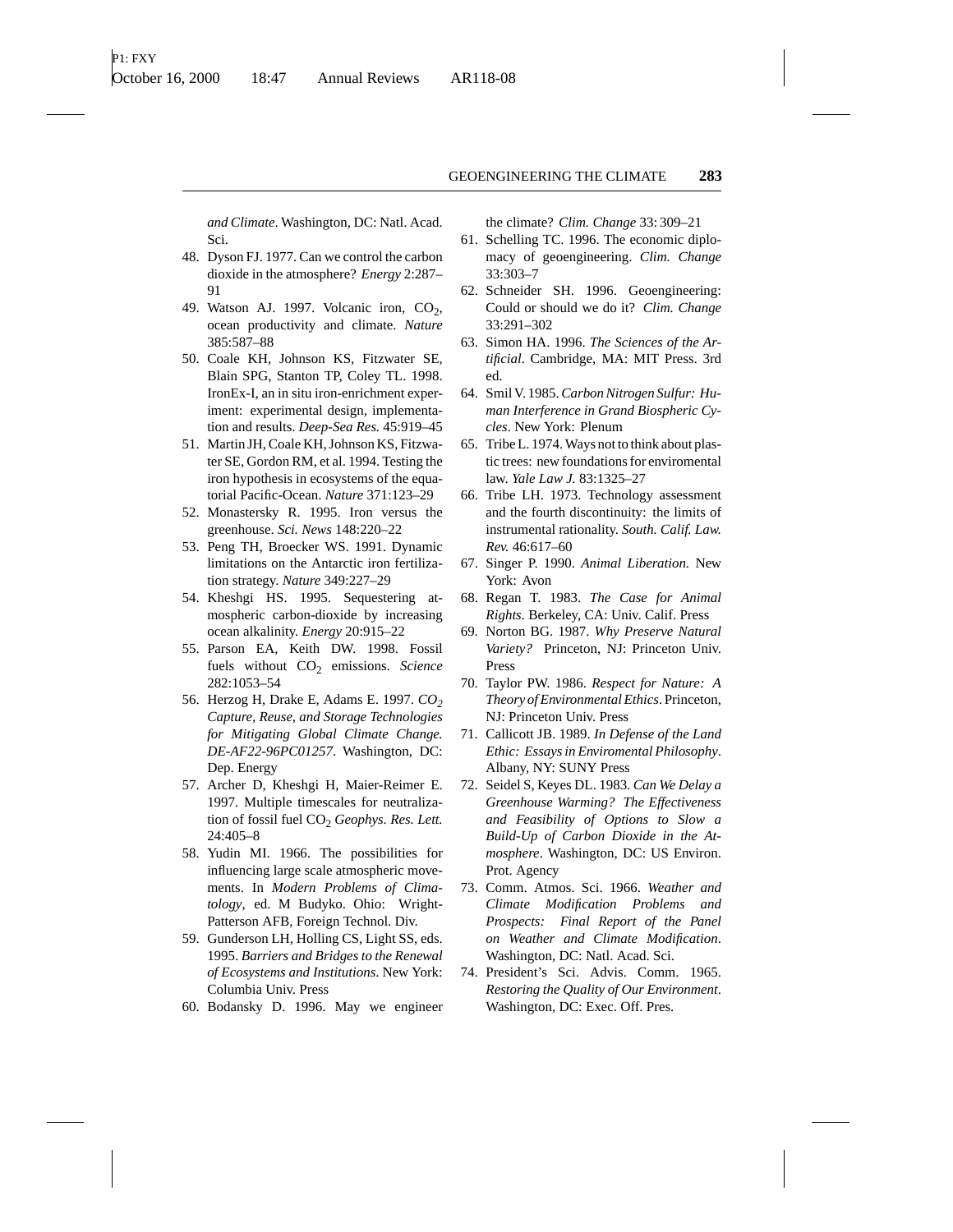*and Climate*. Washington, DC: Natl. Acad. Sci.

48. Dyson FJ. 1977. Can we control the carbon dioxide in the atmosphere? *Energy* 2:287–91
49. Watson AJ. 1997. Volcanic iron, $CO_2$, ocean productivity and climate. *Nature* 385:587–88
50. Coale KH, Johnson KS, Fitzwater SE, Blain SPG, Stanton TP, Coley TL. 1998. IronEx-I, an in situ iron-enrichment experiment: experimental design, implementation and results. *Deep-Sea Res.* 45:919–45
51. Martin JH, Coale KH, Johnson KS, Fitzwater SE, Gordon RM, et al. 1994. Testing the iron hypothesis in ecosystems of the equatorial Pacific-Ocean. *Nature* 371:123–29
52. Monastersky R. 1995. Iron versus the greenhouse. *Sci. News* 148:220–22
53. Peng TH, Broecker WS. 1991. Dynamic limitations on the Antarctic iron fertilization strategy. *Nature* 349:227–29
54. Kheshgi HS. 1995. Sequestering atmospheric carbon-dioxide by increasing ocean alkalinity. *Energy* 20:915–22
55. Parson EA, Keith DW. 1998. Fossil fuels without $CO_2$ emissions. *Science* 282:1053–54
56. Herzog H, Drake E, Adams E. 1997. *$CO_2$ Capture, Reuse, and Storage Technologies for Mitigating Global Climate Change. DE-AF22-96PC01257*. Washington, DC: Dep. Energy
57. Archer D, Kheshgi H, Maier-Reimer E. 1997. Multiple timescales for neutralization of fossil fuel $CO_2$ *Geophys. Res. Lett.* 24:405–8
58. Yudin MI. 1966. The possibilities for influencing large scale atmospheric movements. In *Modern Problems of Climatology*, ed. M Budyko. Ohio: Wright-Patterson AFB, Foreign Technol. Div.
59. Gunderson LH, Holling CS, Light SS, eds. 1995. *Barriers and Bridges to the Renewal of Ecosystems and Institutions*. New York: Columbia Univ. Press
60. Bodansky D. 1996. May we engineer the climate? *Clim. Change* 33: 309–21
61. Schelling TC. 1996. The economic diplomacy of geoengineering. *Clim. Change* 33:303–7
62. Schneider SH. 1996. Geoengineering: Could or should we do it? *Clim. Change* 33:291–302
63. Simon HA. 1996. *The Sciences of the Artificial*. Cambridge, MA: MIT Press. 3rd ed.
64. Smil V. 1985. *Carbon Nitrogen Sulfur: Human Interference in Grand Biospheric Cycles*. New York: Plenum
65. Tribe L. 1974. Ways not to think about plastic trees: new foundations for enviromental law. *Yale Law J.* 83:1325–27
66. Tribe LH. 1973. Technology assessment and the fourth discontinuity: the limits of instrumental rationality. *South. Calif. Law. Rev.* 46:617–60
67. Singer P. 1990. *Animal Liberation.* New York: Avon
68. Regan T. 1983. *The Case for Animal Rights.* Berkeley, CA: Univ. Calif. Press
69. Norton BG. 1987. *Why Preserve Natural Variety?* Princeton, NJ: Princeton Univ. Press
70. Taylor PW. 1986. *Respect for Nature: A Theory of Environmental Ethics*. Princeton, NJ: Princeton Univ. Press
71. Callicott JB. 1989. *In Defense of the Land Ethic: Essays in Enviromental Philosophy*. Albany, NY: SUNY Press
72. Seidel S, Keyes DL. 1983. *Can We Delay a Greenhouse Warming? The Effectiveness and Feasibility of Options to Slow a Build-Up of Carbon Dioxide in the Atmosphere*. Washington, DC: US Environ. Prot. Agency
73. Comm. Atmos. Sci. 1966. *Weather and Climate Modification Problems and Prospects: Final Report of the Panel on Weather and Climate Modification*. Washington, DC: Natl. Acad. Sci.
74. President's Sci. Advis. Comm. 1965. *Restoring the Quality of Our Environment*. Washington, DC: Exec. Off. Pres.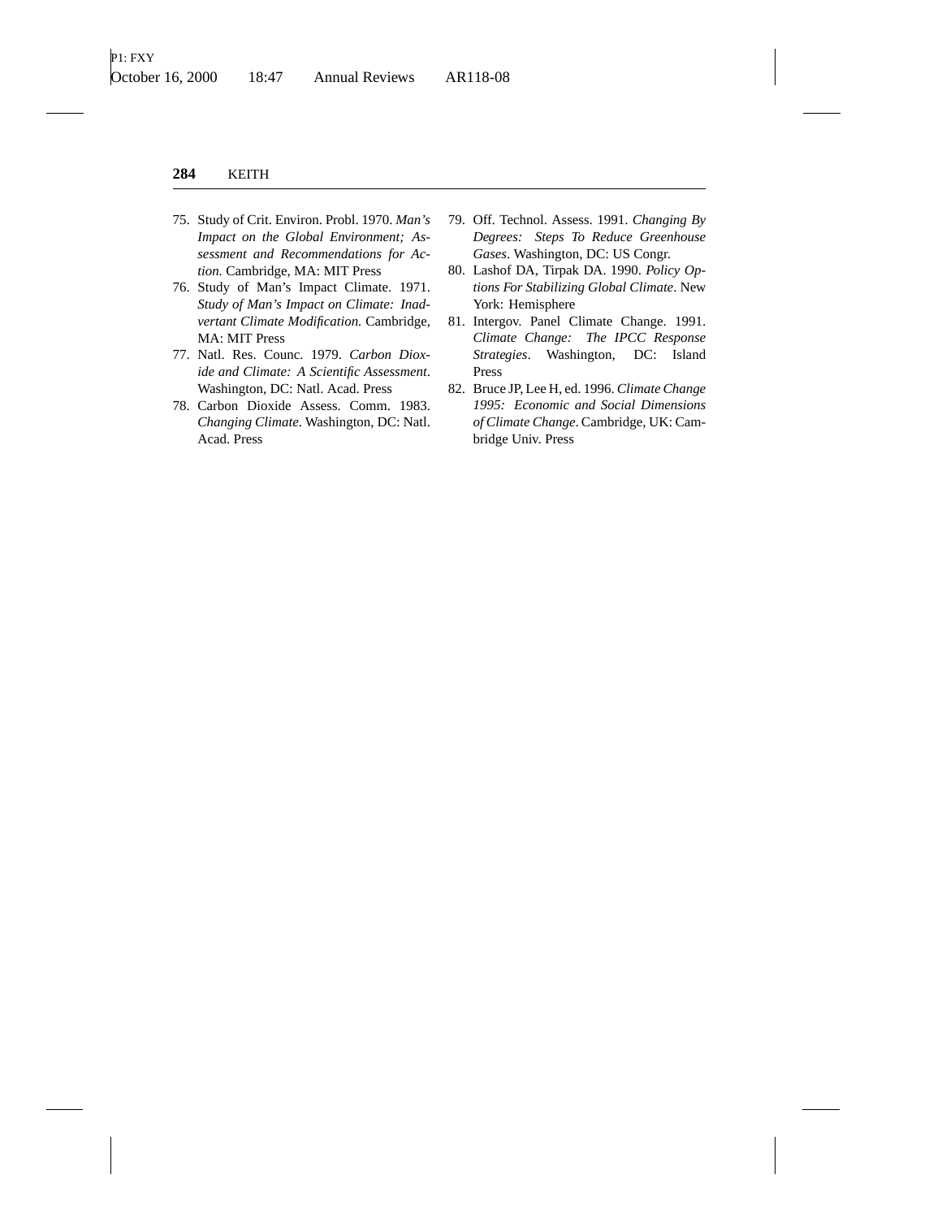75. Study of Crit. Environ. Probl. 1970. *Man's Impact on the Global Environment; Assessment and Recommendations for Action.* Cambridge, MA: MIT Press
76. Study of Man's Impact Climate. 1971. *Study of Man's Impact on Climate: Inadvertant Climate Modification.* Cambridge, MA: MIT Press
77. Natl. Res. Counc. 1979. *Carbon Dioxide and Climate: A Scientific Assessment*. Washington, DC: Natl. Acad. Press
78. Carbon Dioxide Assess. Comm. 1983. *Changing Climate*. Washington, DC: Natl. Acad. Press
79. Off. Technol. Assess. 1991. *Changing By Degrees: Steps To Reduce Greenhouse Gases*. Washington, DC: US Congr.
80. Lashof DA, Tirpak DA. 1990. *Policy Options For Stabilizing Global Climate*. New York: Hemisphere
81. Intergov. Panel Climate Change. 1991. *Climate Change: The IPCC Response Strategies*. Washington, DC: Island Press
82. Bruce JP, Lee H, ed. 1996. *Climate Change 1995: Economic and Social Dimensions of Climate Change*. Cambridge, UK: Cambridge Univ. Press